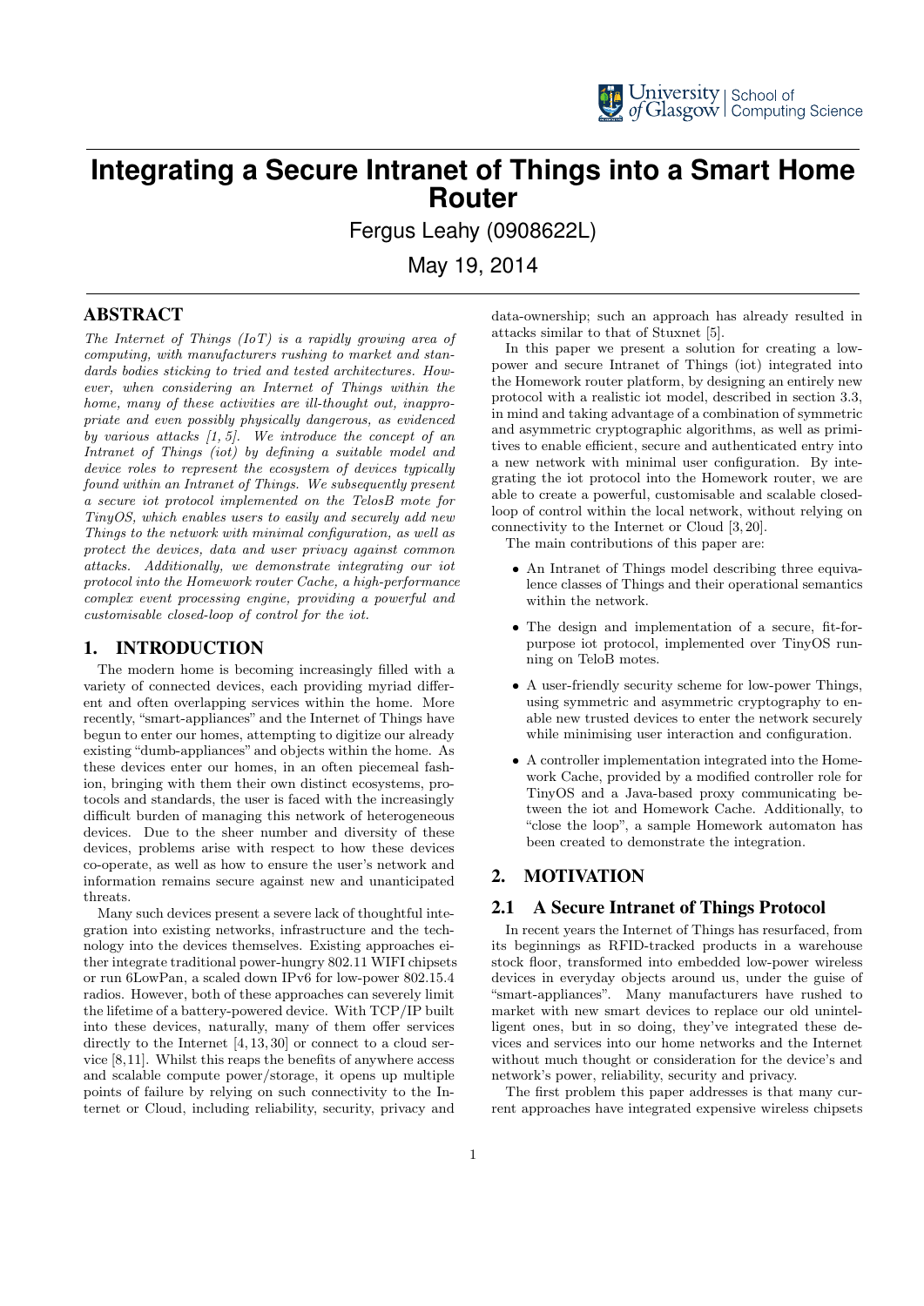# Integrating a Secure Intranet of Things into a Smart Home Router

Fergus Leahy (0908622L)

May 19, 2014

## ABSTRACT

*The Internet of Things (IoT) is a rapidly growing area of computing, with manufacturers rushing to market and standards bodies sticking to tried and tested architectures. However, when considering an Internet of Things within the home, many of these activities are ill-thought out, inappropriate and even possibly physically dangerous, as evidenced by various attacks [1, 5]. We introduce the concept of an Intranet of Things (iot) by defining a suitable model and device roles to represent the ecosystem of devices typically found within an Intranet of Things. We subsequently present a secure iot protocol implemented on the TelosB mote for TinyOS, which enables users to easily and securely add new Things to the network with minimal configuration, as well as protect the devices, data and user privacy against common attacks. Additionally, we demonstrate integrating our iot protocol into the Homework router Cache, a high-performance complex event processing engine, providing a powerful and customisable closed-loop of control for the iot.*

## 1. INTRODUCTION

The modern home is becoming increasingly filled with a variety of connected devices, each providing myriad different and often overlapping services within the home. More recently, "smart-appliances" and the Internet of Things have begun to enter our homes, attempting to digitize our already existing "dumb-appliances" and objects within the home. As these devices enter our homes, in an often piecemeal fashion, bringing with them their own distinct ecosystems, protocols and standards, the user is faced with the increasingly difficult burden of managing this network of heterogeneous devices. Due to the sheer number and diversity of these devices, problems arise with respect to how these devices co-operate, as well as how to ensure the user's network and information remains secure against new and unanticipated threats.

Many such devices present a severe lack of thoughtful integration into existing networks, infrastructure and the technology into the devices themselves. Existing approaches either integrate traditional power-hungry 802.11 WIFI chipsets or run 6LowPan, a scaled down IPv6 for low-power 802.15.4 radios. However, both of these approaches can severely limit the lifetime of a battery-powered device. With TCP/IP built into these devices, naturally, many of them offer services directly to the Internet [4, 13, 30] or connect to a cloud service [8, 11]. Whilst this reaps the benefits of anywhere access and scalable compute power/storage, it opens up multiple points of failure by relying on such connectivity to the Internet or Cloud, including reliability, security, privacy and data-ownership; such an approach has already resulted in attacks similar to that of Stuxnet [5].

In this paper we present a solution for creating a low-power and secure Intranet of Things (iot) integrated into the Homework router platform, by designing an entirely new protocol with a realistic iot model, described in section 3.3, in mind and taking advantage of a combination of symmetric and asymmetric cryptographic algorithms, as well as primitives to enable efficient, secure and authenticated entry into a new network with minimal user configuration. By integrating the iot protocol into the Homework router, we are able to create a powerful, customisable and scalable closed-loop of control within the local network, without relying on connectivity to the Internet or Cloud [3, 20].

The main contributions of this paper are:

- An Intranet of Things model describing three equivalence classes of Things and their operational semantics within the network.
- The design and implementation of a secure, fit-for-purpose iot protocol, implemented over TinyOS running on TeloB motes.
- A user-friendly security scheme for low-power Things, using symmetric and asymmetric cryptography to enable new trusted devices to enter the network securely while minimising user interaction and configuration.
- A controller implementation integrated into the Homework Cache, provided by a modified controller role for TinyOS and a Java-based proxy communicating between the iot and Homework Cache. Additionally, to "close the loop", a sample Homework automaton has been created to demonstrate the integration.

## 2. MOTIVATION

### 2.1 A Secure Intranet of Things Protocol

In recent years the Internet of Things has resurfaced, from its beginnings as RFID-tracked products in a warehouse stock floor, transformed into embedded low-power wireless devices in everyday objects around us, under the guise of "smart-appliances". Many manufacturers have rushed to market with new smart devices to replace our old unintelligent ones, but in so doing, they've integrated these devices and services into our home networks and the Internet without much thought or consideration for the device's and network's power, reliability, security and privacy.

The first problem this paper addresses is that many current approaches have integrated expensive wireless chipsets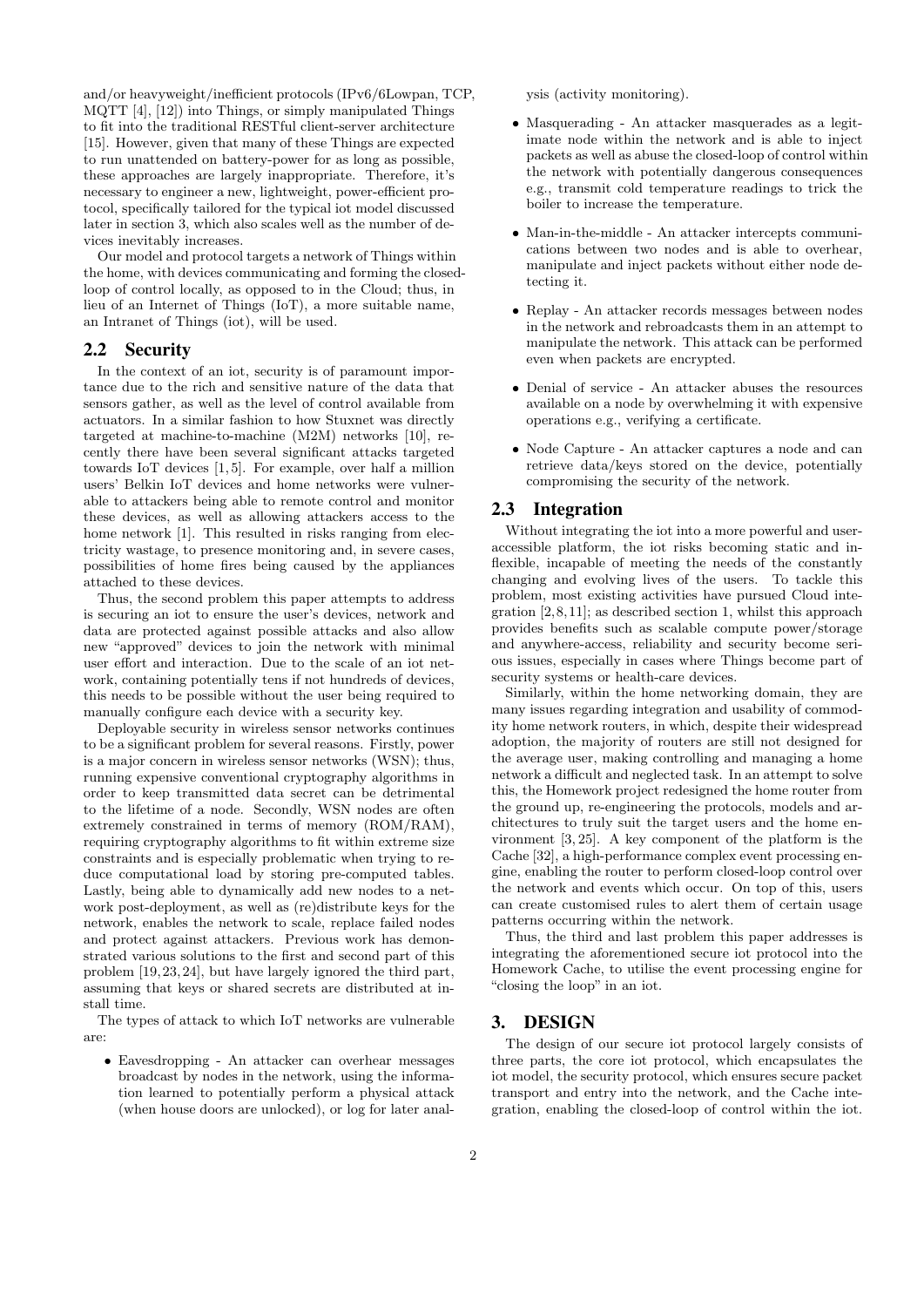and/or heavyweight/inefficient protocols (IPv6/6Lowpan, TCP, MQTT [4], [12]) into Things, or simply manipulated Things to fit into the traditional RESTful client-server architecture [15]. However, given that many of these Things are expected to run unattended on battery-power for as long as possible, these approaches are largely inappropriate. Therefore, it's necessary to engineer a new, lightweight, power-efficient protocol, specifically tailored for the typical iot model discussed later in section 3, which also scales well as the number of devices inevitably increases.

Our model and protocol targets a network of Things within the home, with devices communicating and forming the closed-loop of control locally, as opposed to in the Cloud; thus, in lieu of an Internet of Things (IoT), a more suitable name, an Intranet of Things (iot), will be used.

## 2.2 Security

In the context of an iot, security is of paramount importance due to the rich and sensitive nature of the data that sensors gather, as well as the level of control available from actuators. In a similar fashion to how Stuxnet was directly targeted at machine-to-machine (M2M) networks [10], recently there have been several significant attacks targeted towards IoT devices [1,5]. For example, over half a million users' Belkin IoT devices and home networks were vulnerable to attackers being able to remote control and monitor these devices, as well as allowing attackers access to the home network [1]. This resulted in risks ranging from electricity wastage, to presence monitoring and, in severe cases, possibilities of home fires being caused by the appliances attached to these devices.

Thus, the second problem this paper attempts to address is securing an iot to ensure the user's devices, network and data are protected against possible attacks and also allow new "approved" devices to join the network with minimal user effort and interaction. Due to the scale of an iot network, containing potentially tens if not hundreds of devices, this needs to be possible without the user being required to manually configure each device with a security key.

Deployable security in wireless sensor networks continues to be a significant problem for several reasons. Firstly, power is a major concern in wireless sensor networks (WSN); thus, running expensive conventional cryptography algorithms in order to keep transmitted data secret can be detrimental to the lifetime of a node. Secondly, WSN nodes are often extremely constrained in terms of memory (ROM/RAM), requiring cryptography algorithms to fit within extreme size constraints and is especially problematic when trying to reduce computational load by storing pre-computed tables. Lastly, being able to dynamically add new nodes to a network post-deployment, as well as (re)distribute keys for the network, enables the network to scale, replace failed nodes and protect against attackers. Previous work has demonstrated various solutions to the first and second part of this problem [19,23,24], but have largely ignored the third part, assuming that keys or shared secrets are distributed at install time.

The types of attack to which IoT networks are vulnerable are:

- Eavesdropping - An attacker can overhear messages broadcast by nodes in the network, using the information learned to potentially perform a physical attack (when house doors are unlocked), or log for later analysis (activity monitoring).
- Masquerading - An attacker masquerades as a legitimate node within the network and is able to inject packets as well as abuse the closed-loop of control within the network with potentially dangerous consequences e.g., transmit cold temperature readings to trick the boiler to increase the temperature.
- Man-in-the-middle - An attacker intercepts communications between two nodes and is able to overhear, manipulate and inject packets without either node detecting it.
- Replay - An attacker records messages between nodes in the network and rebroadcasts them in an attempt to manipulate the network. This attack can be performed even when packets are encrypted.
- Denial of service - An attacker abuses the resources available on a node by overwhelming it with expensive operations e.g., verifying a certificate.
- Node Capture - An attacker captures a node and can retrieve data/keys stored on the device, potentially compromising the security of the network.

## 2.3 Integration

Without integrating the iot into a more powerful and user-accessible platform, the iot risks becoming static and inflexible, incapable of meeting the needs of the constantly changing and evolving lives of the users. To tackle this problem, most existing activities have pursued Cloud integration [2,8,11]; as described section 1, whilst this approach provides benefits such as scalable compute power/storage and anywhere-access, reliability and security become serious issues, especially in cases where Things become part of security systems or health-care devices.

Similarly, within the home networking domain, they are many issues regarding integration and usability of commodity home network routers, in which, despite their widespread adoption, the majority of routers are still not designed for the average user, making controlling and managing a home network a difficult and neglected task. In an attempt to solve this, the Homework project redesigned the home router from the ground up, re-engineering the protocols, models and architectures to truly suit the target users and the home environment [3,25]. A key component of the platform is the Cache [32], a high-performance complex event processing engine, enabling the router to perform closed-loop control over the network and events which occur. On top of this, users can create customised rules to alert them of certain usage patterns occurring within the network.

Thus, the third and last problem this paper addresses is integrating the aforementioned secure iot protocol into the Homework Cache, to utilise the event processing engine for "closing the loop" in an iot.

# 3. DESIGN

The design of our secure iot protocol largely consists of three parts, the core iot protocol, which encapsulates the iot model, the security protocol, which ensures secure packet transport and entry into the network, and the Cache integration, enabling the closed-loop of control within the iot.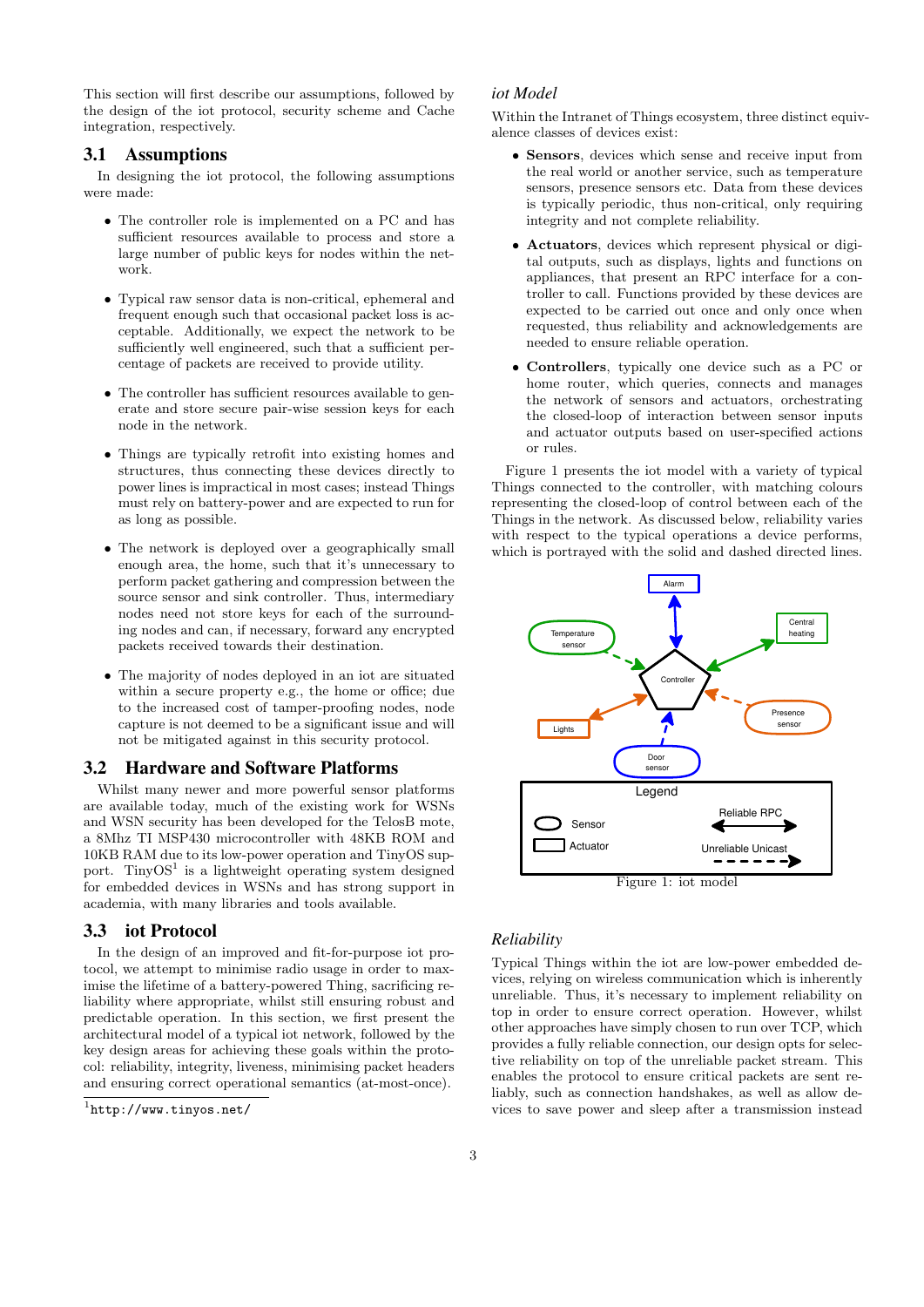This section will first describe our assumptions, followed by the design of the iot protocol, security scheme and Cache integration, respectively.

## 3.1 Assumptions

In designing the iot protocol, the following assumptions were made:

- The controller role is implemented on a PC and has sufficient resources available to process and store a large number of public keys for nodes within the network.
- Typical raw sensor data is non-critical, ephemeral and frequent enough such that occasional packet loss is acceptable. Additionally, we expect the network to be sufficiently well engineered, such that a sufficient percentage of packets are received to provide utility.
- The controller has sufficient resources available to generate and store secure pair-wise session keys for each node in the network.
- Things are typically retrofit into existing homes and structures, thus connecting these devices directly to power lines is impractical in most cases; instead Things must rely on battery-power and are expected to run for as long as possible.
- The network is deployed over a geographically small enough area, the home, such that it's unnecessary to perform packet gathering and compression between the source sensor and sink controller. Thus, intermediary nodes need not store keys for each of the surrounding nodes and can, if necessary, forward any encrypted packets received towards their destination.
- The majority of nodes deployed in an iot are situated within a secure property e.g., the home or office; due to the increased cost of tamper-proofing nodes, node capture is not deemed to be a significant issue and will not be mitigated against in this security protocol.

## 3.2 Hardware and Software Platforms

Whilst many newer and more powerful sensor platforms are available today, much of the existing work for WSNs and WSN security has been developed for the TelosB mote, a 8Mhz TI MSP430 microcontroller with 48KB ROM and 10KB RAM due to its low-power operation and TinyOS support. TinyOS[1] is a lightweight operating system designed for embedded devices in WSNs and has strong support in academia, with many libraries and tools available.

## 3.3 iot Protocol

In the design of an improved and fit-for-purpose iot protocol, we attempt to minimise radio usage in order to maximise the lifetime of a battery-powered Thing, sacrificing reliability where appropriate, whilst still ensuring robust and predictable operation. In this section, we first present the architectural model of a typical iot network, followed by the key design areas for achieving these goals within the protocol: reliability, integrity, liveness, minimising packet headers and ensuring correct operational semantics (at-most-once).

[1] http://www.tinyos.net/

### *iot Model*

Within the Intranet of Things ecosystem, three distinct equivalence classes of devices exist:

- **Sensors**, devices which sense and receive input from the real world or another service, such as temperature sensors, presence sensors etc. Data from these devices is typically periodic, thus non-critical, only requiring integrity and not complete reliability.
- **Actuators**, devices which represent physical or digital outputs, such as displays, lights and functions on appliances, that present an RPC interface for a controller to call. Functions provided by these devices are expected to be carried out once and only once when requested, thus reliability and acknowledgements are needed to ensure reliable operation.
- **Controllers**, typically one device such as a PC or home router, which queries, connects and manages the network of sensors and actuators, orchestrating the closed-loop of interaction between sensor inputs and actuator outputs based on user-specified actions or rules.

Figure 1 presents the iot model with a variety of typical Things connected to the controller, with matching colours representing the closed-loop of control between each of the Things in the network. As discussed below, reliability varies with respect to the typical operations a device performs, which is portrayed with the solid and dashed directed lines.

Figure 1: iot model

### *Reliability*

Typical Things within the iot are low-power embedded devices, relying on wireless communication which is inherently unreliable. Thus, it's necessary to implement reliability on top in order to ensure correct operation. However, whilst other approaches have simply chosen to run over TCP, which provides a fully reliable connection, our design opts for selective reliability on top of the unreliable packet stream. This enables the protocol to ensure critical packets are sent reliably, such as connection handshakes, as well as allow devices to save power and sleep after a transmission instead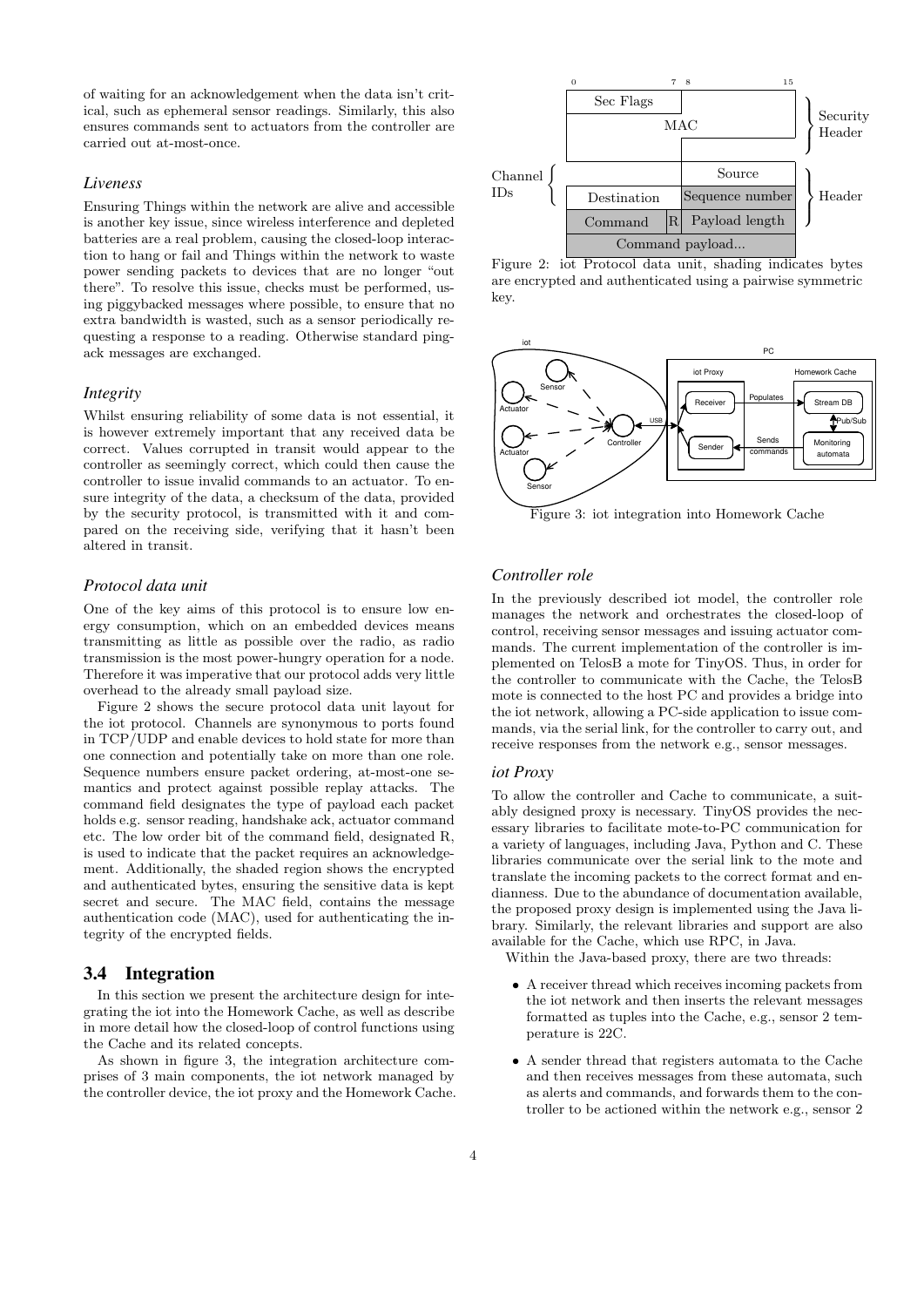of waiting for an acknowledgement when the data isn't critical, such as ephemeral sensor readings. Similarly, this also ensures commands sent to actuators from the controller are carried out at-most-once.

### *Liveness*

Ensuring Things within the network are alive and accessible is another key issue, since wireless interference and depleted batteries are a real problem, causing the closed-loop interaction to hang or fail and Things within the network to waste power sending packets to devices that are no longer "out there". To resolve this issue, checks must be performed, using piggybacked messages where possible, to ensure that no extra bandwidth is wasted, such as a sensor periodically requesting a response to a reading. Otherwise standard ping-ack messages are exchanged.

### *Integrity*

Whilst ensuring reliability of some data is not essential, it is however extremely important that any received data be correct. Values corrupted in transit would appear to the controller as seemingly correct, which could then cause the controller to issue invalid commands to an actuator. To ensure integrity of the data, a checksum of the data, provided by the security protocol, is transmitted with it and compared on the receiving side, verifying that it hasn't been altered in transit.

### *Protocol data unit*

One of the key aims of this protocol is to ensure low energy consumption, which on an embedded devices means transmitting as little as possible over the radio, as radio transmission is the most power-hungry operation for a node. Therefore it was imperative that our protocol adds very little overhead to the already small payload size.

Figure 2 shows the secure protocol data unit layout for the iot protocol. Channels are synonymous to ports found in TCP/UDP and enable devices to hold state for more than one connection and potentially take on more than one role. Sequence numbers ensure packet ordering, at-most-one semantics and protect against possible replay attacks. The command field designates the type of payload each packet holds e.g. sensor reading, handshake ack, actuator command etc. The low order bit of the command field, designated R, is used to indicate that the packet requires an acknowledgement. Additionally, the shaded region shows the encrypted and authenticated bytes, ensuring the sensitive data is kept secret and secure. The MAC field, contains the message authentication code (MAC), used for authenticating the integrity of the encrypted fields.

| 0 – 7 | 8 – 15 | |
|---|---|---|
| Sec Flags | MAC | Security Header |
| MAC | MAC | Security Header |
| | Source | Header |
| Destination | Sequence number | Header |
| Command \| R | Payload length | |
| Command payload... | | |

Figure 2: iot Protocol data unit, shading indicates bytes are encrypted and authenticated using a pairwise symmetric key.

Figure 3: iot integration into Homework Cache

## 3.4 Integration

In this section we present the architecture design for integrating the iot into the Homework Cache, as well as describe in more detail how the closed-loop of control functions using the Cache and its related concepts.

As shown in figure 3, the integration architecture comprises of 3 main components, the iot network managed by the controller device, the iot proxy and the Homework Cache.

### *Controller role*

In the previously described iot model, the controller role manages the network and orchestrates the closed-loop of control, receiving sensor messages and issuing actuator commands. The current implementation of the controller is implemented on TelosB a mote for TinyOS. Thus, in order for the controller to communicate with the Cache, the TelosB mote is connected to the host PC and provides a bridge into the iot network, allowing a PC-side application to issue commands, via the serial link, for the controller to carry out, and receive responses from the network e.g., sensor messages.

### *iot Proxy*

To allow the controller and Cache to communicate, a suitably designed proxy is necessary. TinyOS provides the necessary libraries to facilitate mote-to-PC communication for a variety of languages, including Java, Python and C. These libraries communicate over the serial link to the mote and translate the incoming packets to the correct format and endianness. Due to the abundance of documentation available, the proposed proxy design is implemented using the Java library. Similarly, the relevant libraries and support are also available for the Cache, which use RPC, in Java.

Within the Java-based proxy, there are two threads:

- A receiver thread which receives incoming packets from the iot network and then inserts the relevant messages formatted as tuples into the Cache, e.g., sensor 2 temperature is 22C.
- A sender thread that registers automata to the Cache and then receives messages from these automata, such as alerts and commands, and forwards them to the controller to be actioned within the network e.g., sensor 2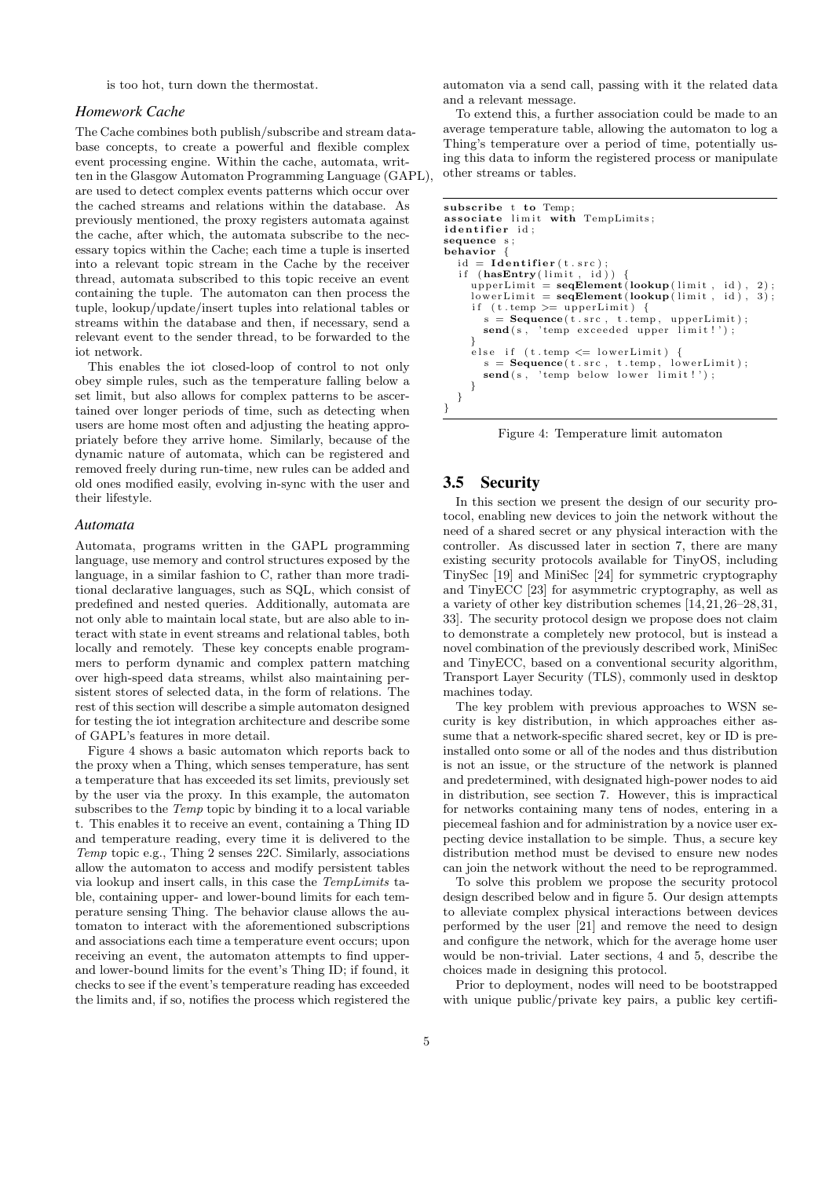is too hot, turn down the thermostat.

### *Homework Cache*

The Cache combines both publish/subscribe and stream database concepts, to create a powerful and flexible complex event processing engine. Within the cache, automata, written in the Glasgow Automaton Programming Language (GAPL), are used to detect complex events patterns which occur over the cached streams and relations within the database. As previously mentioned, the proxy registers automata against the cache, after which, the automata subscribe to the necessary topics within the Cache; each time a tuple is inserted into a relevant topic stream in the Cache by the receiver thread, automata subscribed to this topic receive an event containing the tuple. The automaton can then process the tuple, lookup/update/insert tuples into relational tables or streams within the database and then, if necessary, send a relevant event to the sender thread, to be forwarded to the iot network.

This enables the iot closed-loop of control to not only obey simple rules, such as the temperature falling below a set limit, but also allows for complex patterns to be ascertained over longer periods of time, such as detecting when users are home most often and adjusting the heating appropriately before they arrive home. Similarly, because of the dynamic nature of automata, which can be registered and removed freely during run-time, new rules can be added and old ones modified easily, evolving in-sync with the user and their lifestyle.

### *Automata*

Automata, programs written in the GAPL programming language, use memory and control structures exposed by the language, in a similar fashion to C, rather than more traditional declarative languages, such as SQL, which consist of predefined and nested queries. Additionally, automata are not only able to maintain local state, but are also able to interact with state in event streams and relational tables, both locally and remotely. These key concepts enable programmers to perform dynamic and complex pattern matching over high-speed data streams, whilst also maintaining persistent stores of selected data, in the form of relations. The rest of this section will describe a simple automaton designed for testing the iot integration architecture and describe some of GAPL's features in more detail.

Figure 4 shows a basic automaton which reports back to the proxy when a Thing, which senses temperature, has sent a temperature that has exceeded its set limits, previously set by the user via the proxy. In this example, the automaton subscribes to the *Temp* topic by binding it to a local variable t. This enables it to receive an event, containing a Thing ID and temperature reading, every time it is delivered to the *Temp* topic e.g., Thing 2 senses 22C. Similarly, associations allow the automaton to access and modify persistent tables via lookup and insert calls, in this case the *TempLimits* table, containing upper- and lower-bound limits for each temperature sensing Thing. The behavior clause allows the automaton to interact with the aforementioned subscriptions and associations each time a temperature event occurs; upon receiving an event, the automaton attempts to find upper- and lower-bound limits for the event's Thing ID; if found, it checks to see if the event's temperature reading has exceeded the limits and, if so, notifies the process which registered the automaton via a send call, passing with it the related data and a relevant message.

To extend this, a further association could be made to an average temperature table, allowing the automaton to log a Thing's temperature over a period of time, potentially using this data to inform the registered process or manipulate other streams or tables.

```
subscribe t to Temp;
associate limit with TempLimits;
identifier id;
sequence s;
behavior {
  id = Identifier(t.src);
  if (hasEntry(limit, id)) {
    upperLimit = seqElement(lookup(limit, id), 2);
    lowerLimit = seqElement(lookup(limit, id), 3);
    if (t.temp >= upperLimit) {
      s = Sequence(t.src, t.temp, upperLimit);
      send(s, 'temp exceeded upper limit!');
    }
    else if (t.temp <= lowerLimit) {
      s = Sequence(t.src, t.temp, lowerLimit);
      send(s, 'temp below lower limit!');
    }
  }
}
```

Figure 4: Temperature limit automaton

## 3.5 Security

In this section we present the design of our security protocol, enabling new devices to join the network without the need of a shared secret or any physical interaction with the controller. As discussed later in section 7, there are many existing security protocols available for TinyOS, including TinySec [19] and MiniSec [24] for symmetric cryptography and TinyECC [23] for asymmetric cryptography, as well as a variety of other key distribution schemes [14,21,26–28,31,33]. The security protocol design we propose does not claim to demonstrate a completely new protocol, but is instead a novel combination of the previously described work, MiniSec and TinyECC, based on a conventional security algorithm, Transport Layer Security (TLS), commonly used in desktop machines today.

The key problem with previous approaches to WSN security is key distribution, in which approaches either assume that a network-specific shared secret, key or ID is preinstalled onto some or all of the nodes and thus distribution is not an issue, or the structure of the network is planned and predetermined, with designated high-power nodes to aid in distribution, see section 7. However, this is impractical for networks containing many tens of nodes, entering in a piecemeal fashion and for administration by a novice user expecting device installation to be simple. Thus, a secure key distribution method must be devised to ensure new nodes can join the network without the need to be reprogrammed.

To solve this problem we propose the security protocol design described below and in figure 5. Our design attempts to alleviate complex physical interactions between devices performed by the user [21] and remove the need to design and configure the network, which for the average home user would be non-trivial. Later sections, 4 and 5, describe the choices made in designing this protocol.

Prior to deployment, nodes will need to be bootstrapped with unique public/private key pairs, a public key certifi-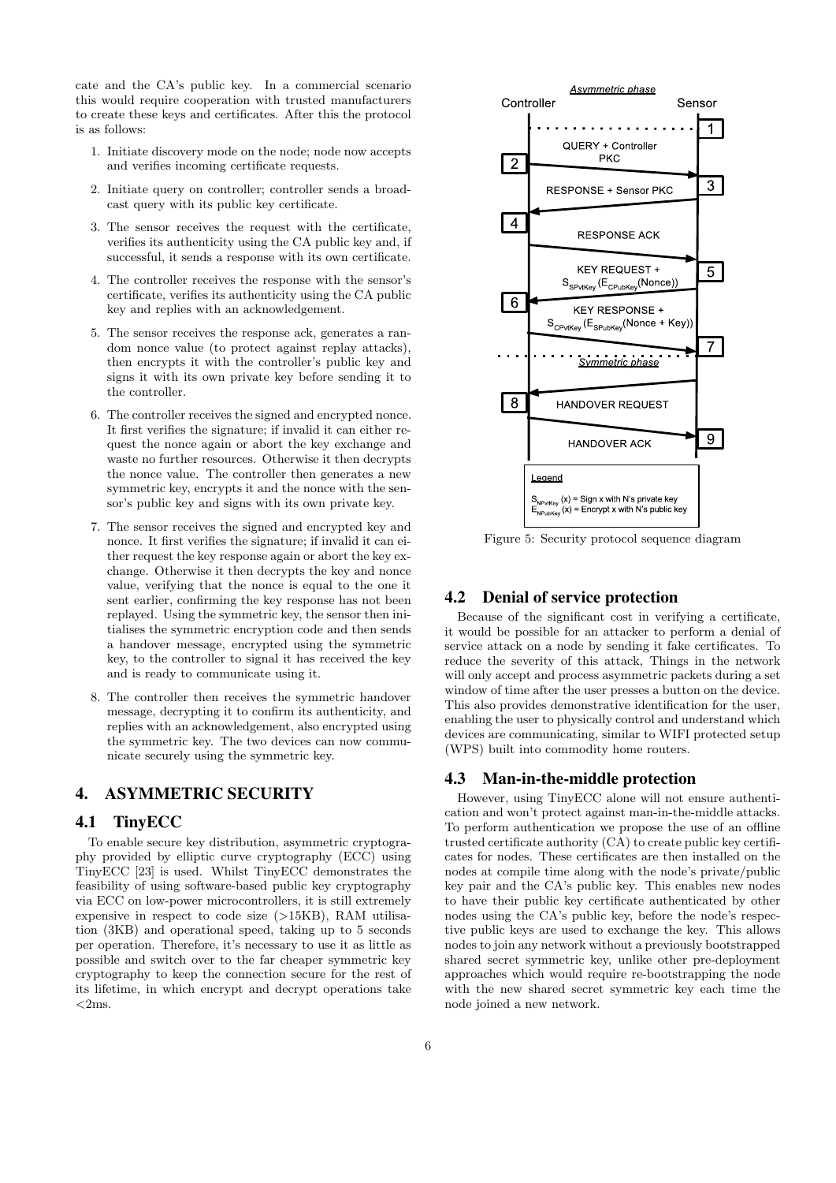cate and the CA's public key. In a commercial scenario this would require cooperation with trusted manufacturers to create these keys and certificates. After this the protocol is as follows:

1. Initiate discovery mode on the node; node now accepts and verifies incoming certificate requests.
2. Initiate query on controller; controller sends a broadcast query with its public key certificate.
3. The sensor receives the request with the certificate, verifies its authenticity using the CA public key and, if successful, it sends a response with its own certificate.
4. The controller receives the response with the sensor's certificate, verifies its authenticity using the CA public key and replies with an acknowledgement.
5. The sensor receives the response ack, generates a random nonce value (to protect against replay attacks), then encrypts it with the controller's public key and signs it with its own private key before sending it to the controller.
6. The controller receives the signed and encrypted nonce. It first verifies the signature; if invalid it can either request the nonce again or abort the key exchange and waste no further resources. Otherwise it then decrypts the nonce value. The controller then generates a new symmetric key, encrypts it and the nonce with the sensor's public key and signs with its own private key.
7. The sensor receives the signed and encrypted key and nonce. It first verifies the signature; if invalid it can either request the key response again or abort the key exchange. Otherwise it then decrypts the key and nonce value, verifying that the nonce is equal to the one it sent earlier, confirming the key response has not been replayed. Using the symmetric key, the sensor then initialises the symmetric encryption code and then sends a handover message, encrypted using the symmetric key, to the controller to signal it has received the key and is ready to communicate using it.
8. The controller then receives the symmetric handover message, decrypting it to confirm its authenticity, and replies with an acknowledgement, also encrypted using the symmetric key. The two devices can now communicate securely using the symmetric key.

## 4. ASYMMETRIC SECURITY

### 4.1 TinyECC

To enable secure key distribution, asymmetric cryptography provided by elliptic curve cryptography (ECC) using TinyECC [23] is used. Whilst TinyECC demonstrates the feasibility of using software-based public key cryptography via ECC on low-power microcontrollers, it is still extremely expensive in respect to code size (>15KB), RAM utilisation (3KB) and operational speed, taking up to 5 seconds per operation. Therefore, it's necessary to use it as little as possible and switch over to the far cheaper symmetric key cryptography to keep the connection secure for the rest of its lifetime, in which encrypt and decrypt operations take <2ms.

Figure 5: Security protocol sequence diagram

### 4.2 Denial of service protection

Because of the significant cost in verifying a certificate, it would be possible for an attacker to perform a denial of service attack on a node by sending it fake certificates. To reduce the severity of this attack, Things in the network will only accept and process asymmetric packets during a set window of time after the user presses a button on the device. This also provides demonstrative identification for the user, enabling the user to physically control and understand which devices are communicating, similar to WIFI protected setup (WPS) built into commodity home routers.

### 4.3 Man-in-the-middle protection

However, using TinyECC alone will not ensure authentication and won't protect against man-in-the-middle attacks. To perform authentication we propose the use of an offline trusted certificate authority (CA) to create public key certificates for nodes. These certificates are then installed on the nodes at compile time along with the node's private/public key pair and the CA's public key. This enables new nodes to have their public key certificate authenticated by other nodes using the CA's public key, before the node's respective public keys are used to exchange the key. This allows nodes to join any network without a previously bootstrapped shared secret symmetric key, unlike other pre-deployment approaches which would require re-bootstrapping the node with the new shared secret symmetric key each time the node joined a new network.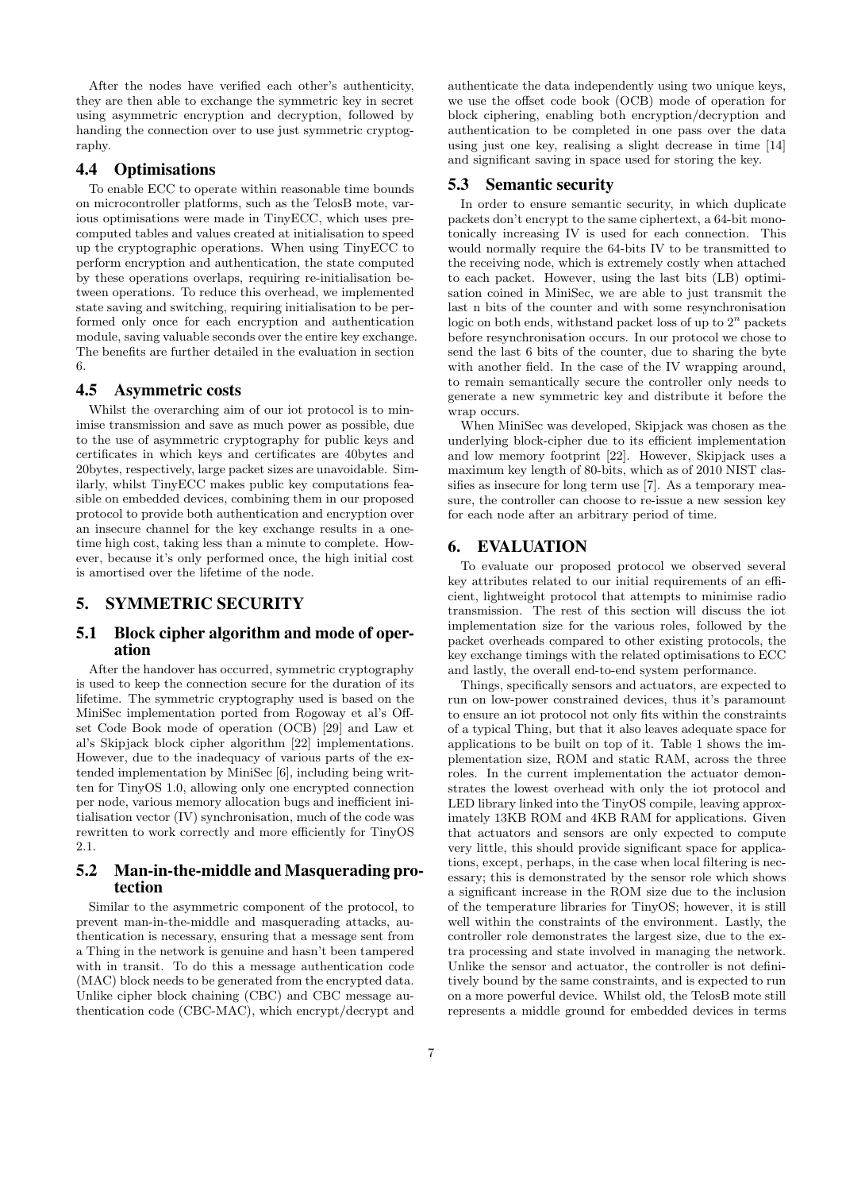After the nodes have verified each other's authenticity, they are then able to exchange the symmetric key in secret using asymmetric encryption and decryption, followed by handing the connection over to use just symmetric cryptography.

### 4.4 Optimisations

To enable ECC to operate within reasonable time bounds on microcontroller platforms, such as the TelosB mote, various optimisations were made in TinyECC, which uses precomputed tables and values created at initialisation to speed up the cryptographic operations. When using TinyECC to perform encryption and authentication, the state computed by these operations overlaps, requiring re-initialisation between operations. To reduce this overhead, we implemented state saving and switching, requiring initialisation to be performed only once for each encryption and authentication module, saving valuable seconds over the entire key exchange. The benefits are further detailed in the evaluation in section 6.

### 4.5 Asymmetric costs

Whilst the overarching aim of our iot protocol is to minimise transmission and save as much power as possible, due to the use of asymmetric cryptography for public keys and certificates in which keys and certificates are 40bytes and 20bytes, respectively, large packet sizes are unavoidable. Similarly, whilst TinyECC makes public key computations feasible on embedded devices, combining them in our proposed protocol to provide both authentication and encryption over an insecure channel for the key exchange results in a one-time high cost, taking less than a minute to complete. However, because it's only performed once, the high initial cost is amortised over the lifetime of the node.

## 5. SYMMETRIC SECURITY

### 5.1 Block cipher algorithm and mode of operation

After the handover has occurred, symmetric cryptography is used to keep the connection secure for the duration of its lifetime. The symmetric cryptography used is based on the MiniSec implementation ported from Rogoway et al's Offset Code Book mode of operation (OCB) [29] and Law et al's Skipjack block cipher algorithm [22] implementations. However, due to the inadequacy of various parts of the extended implementation by MiniSec [6], including being written for TinyOS 1.0, allowing only one encrypted connection per node, various memory allocation bugs and inefficient initialisation vector (IV) synchronisation, much of the code was rewritten to work correctly and more efficiently for TinyOS 2.1.

### 5.2 Man-in-the-middle and Masquerading protection

Similar to the asymmetric component of the protocol, to prevent man-in-the-middle and masquerading attacks, authentication is necessary, ensuring that a message sent from a Thing in the network is genuine and hasn't been tampered with in transit. To do this a message authentication code (MAC) block needs to be generated from the encrypted data. Unlike cipher block chaining (CBC) and CBC message authentication code (CBC-MAC), which encrypt/decrypt and authenticate the data independently using two unique keys, we use the offset code book (OCB) mode of operation for block ciphering, enabling both encryption/decryption and authentication to be completed in one pass over the data using just one key, realising a slight decrease in time [14] and significant saving in space used for storing the key.

### 5.3 Semantic security

In order to ensure semantic security, in which duplicate packets don't encrypt to the same ciphertext, a 64-bit monotonically increasing IV is used for each connection. This would normally require the 64-bits IV to be transmitted to the receiving node, which is extremely costly when attached to each packet. However, using the last bits (LB) optimisation coined in MiniSec, we are able to just transmit the last n bits of the counter and with some resynchronisation logic on both ends, withstand packet loss of up to $2^n$ packets before resynchronisation occurs. In our protocol we chose to send the last 6 bits of the counter, due to sharing the byte with another field. In the case of the IV wrapping around, to remain semantically secure the controller only needs to generate a new symmetric key and distribute it before the wrap occurs.

When MiniSec was developed, Skipjack was chosen as the underlying block-cipher due to its efficient implementation and low memory footprint [22]. However, Skipjack uses a maximum key length of 80-bits, which as of 2010 NIST classifies as insecure for long term use [7]. As a temporary measure, the controller can choose to re-issue a new session key for each node after an arbitrary period of time.

## 6. EVALUATION

To evaluate our proposed protocol we observed several key attributes related to our initial requirements of an efficient, lightweight protocol that attempts to minimise radio transmission. The rest of this section will discuss the iot implementation size for the various roles, followed by the packet overheads compared to other existing protocols, the key exchange timings with the related optimisations to ECC and lastly, the overall end-to-end system performance.

Things, specifically sensors and actuators, are expected to run on low-power constrained devices, thus it's paramount to ensure an iot protocol not only fits within the constraints of a typical Thing, but that it also leaves adequate space for applications to be built on top of it. Table 1 shows the implementation size, ROM and static RAM, across the three roles. In the current implementation the actuator demonstrates the lowest overhead with only the iot protocol and LED library linked into the TinyOS compile, leaving approximately 13KB ROM and 4KB RAM for applications. Given that actuators and sensors are only expected to compute very little, this should provide significant space for applications, except, perhaps, in the case when local filtering is necessary; this is demonstrated by the sensor role which shows a significant increase in the ROM size due to the inclusion of the temperature libraries for TinyOS; however, it is still well within the constraints of the environment. Lastly, the controller role demonstrates the largest size, due to the extra processing and state involved in managing the network. Unlike the sensor and actuator, the controller is not definitively bound by the same constraints, and is expected to run on a more powerful device. Whilst old, the TelosB mote still represents a middle ground for embedded devices in terms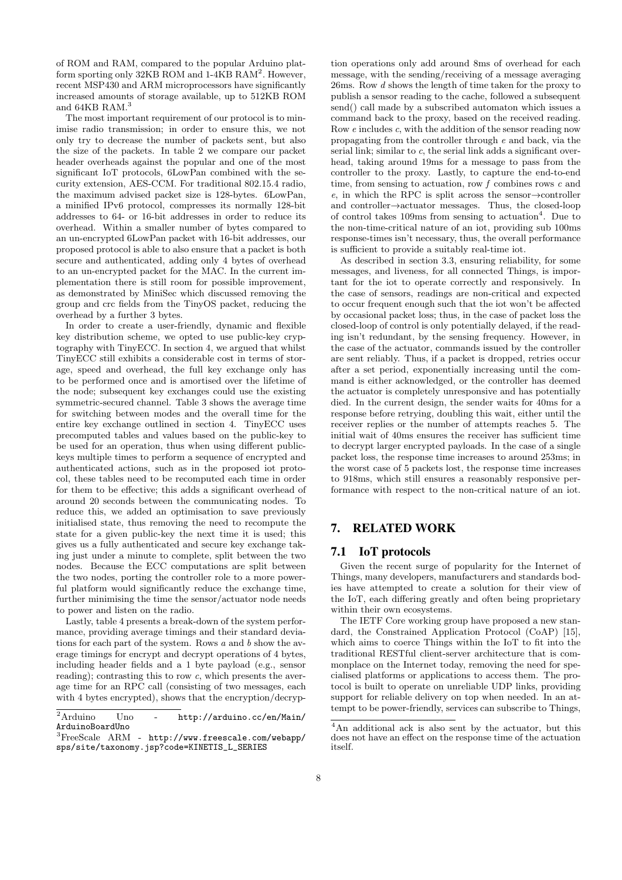of ROM and RAM, compared to the popular Arduino platform sporting only 32KB ROM and 1-4KB RAM[2]. However, recent MSP430 and ARM microprocessors have significantly increased amounts of storage available, up to 512KB ROM and 64KB RAM.[3]

The most important requirement of our protocol is to minimise radio transmission; in order to ensure this, we not only try to decrease the number of packets sent, but also the size of the packets. In table 2 we compare our packet header overheads against the popular and one of the most significant IoT protocols, 6LowPan combined with the security extension, AES-CCM. For traditional 802.15.4 radio, the maximum advised packet size is 128-bytes. 6LowPan, a minified IPv6 protocol, compresses its normally 128-bit addresses to 64- or 16-bit addresses in order to reduce its overhead. Within a smaller number of bytes compared to an un-encrypted 6LowPan packet with 16-bit addresses, our proposed protocol is able to also ensure that a packet is both secure and authenticated, adding only 4 bytes of overhead to an un-encrypted packet for the MAC. In the current implementation there is still room for possible improvement, as demonstrated by MiniSec which discussed removing the group and crc fields from the TinyOS packet, reducing the overhead by a further 3 bytes.

In order to create a user-friendly, dynamic and flexible key distribution scheme, we opted to use public-key cryptography with TinyECC. In section 4, we argued that whilst TinyECC still exhibits a considerable cost in terms of storage, speed and overhead, the full key exchange only has to be performed once and is amortised over the lifetime of the node; subsequent key exchanges could use the existing symmetric-secured channel. Table 3 shows the average time for switching between modes and the overall time for the entire key exchange outlined in section 4. TinyECC uses precomputed tables and values based on the public-key to be used for an operation, thus when using different public-keys multiple times to perform a sequence of encrypted and authenticated actions, such as in the proposed iot protocol, these tables need to be recomputed each time in order for them to be effective; this adds a significant overhead of around 20 seconds between the communicating nodes. To reduce this, we added an optimisation to save previously initialised state, thus removing the need to recompute the state for a given public-key the next time it is used; this gives us a fully authenticated and secure key exchange taking just under a minute to complete, split between the two nodes. Because the ECC computations are split between the two nodes, porting the controller role to a more powerful platform would significantly reduce the exchange time, further minimising the time the sensor/actuator node needs to power and listen on the radio.

Lastly, table 4 presents a break-down of the system performance, providing average timings and their standard deviations for each part of the system. Rows *a* and *b* show the average timings for encrypt and decrypt operations of 4 bytes, including header fields and a 1 byte payload (e.g., sensor reading); contrasting this to row *c*, which presents the average time for an RPC call (consisting of two messages, each with 4 bytes encrypted), shows that the encryption/decryption operations only add around 8ms of overhead for each message, with the sending/receiving of a message averaging 26ms. Row *d* shows the length of time taken for the proxy to publish a sensor reading to the cache, followed a subsequent send() call made by a subscribed automaton which issues a command back to the proxy, based on the received reading. Row *e* includes *c*, with the addition of the sensor reading now propagating from the controller through *e* and back, via the serial link; similar to *c*, the serial link adds a significant overhead, taking around 19ms for a message to pass from the controller to the proxy. Lastly, to capture the end-to-end time, from sensing to actuation, row *f* combines rows *c* and *e*, in which the RPC is split across the sensor→controller and controller→actuator messages. Thus, the closed-loop of control takes 109ms from sensing to actuation[4]. Due to the non-time-critical nature of an iot, providing sub 100ms response-times isn't necessary, thus, the overall performance is sufficient to provide a suitably real-time iot.

As described in section 3.3, ensuring reliability, for some messages, and liveness, for all connected Things, is important for the iot to operate correctly and responsively. In the case of sensors, readings are non-critical and expected to occur frequent enough such that the iot won't be affected by occasional packet loss; thus, in the case of packet loss the closed-loop of control is only potentially delayed, if the reading isn't redundant, by the sensing frequency. However, in the case of the actuator, commands issued by the controller are sent reliably. Thus, if a packet is dropped, retries occur after a set period, exponentially increasing until the command is either acknowledged, or the controller has deemed the actuator is completely unresponsive and has potentially died. In the current design, the sender waits for 40ms for a response before retrying, doubling this wait, either until the receiver replies or the number of attempts reaches 5. The initial wait of 40ms ensures the receiver has sufficient time to decrypt larger encrypted payloads. In the case of a single packet loss, the response time increases to around 253ms; in the worst case of 5 packets lost, the response time increases to 918ms, which still ensures a reasonably responsive performance with respect to the non-critical nature of an iot.

## 7. RELATED WORK

### 7.1 IoT protocols

Given the recent surge of popularity for the Internet of Things, many developers, manufacturers and standards bodies have attempted to create a solution for their view of the IoT, each differing greatly and often being proprietary within their own ecosystems.

The IETF Core working group have proposed a new standard, the Constrained Application Protocol (CoAP) [15], which aims to coerce Things within the IoT to fit into the traditional RESTful client-server architecture that is commonplace on the Internet today, removing the need for specialised platforms or applications to access them. The protocol is built to operate on unreliable UDP links, providing support for reliable delivery on top when needed. In an attempt to be power-friendly, services can subscribe to Things,

---

[2] Arduino Uno - http://arduino.cc/en/Main/ArduinoBoardUno

[3] FreeScale ARM - http://www.freescale.com/webapp/sps/site/taxonomy.jsp?code=KINETIS_L_SERIES

[4] An additional ack is also sent by the actuator, but this does not have an effect on the response time of the actuation itself.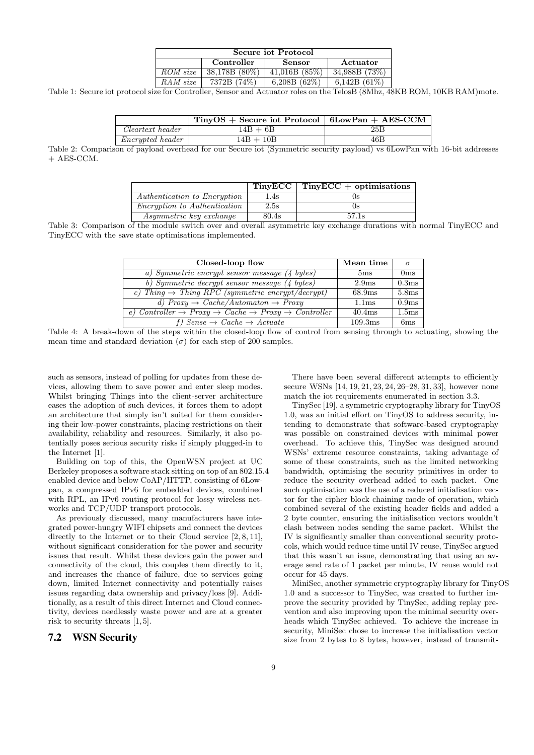| Secure iot Protocol | | | |
|---|---|---|---|
| | **Controller** | **Sensor** | **Actuator** |
| *ROM size* | 38,178B (80%) | 41,016B (85%) | 34,988B (73%) |
| *RAM size* | 7372B (74%) | 6,208B (62%) | 6,142B (61%) |

Table 1: Secure iot protocol size for Controller, Sensor and Actuator roles on the TelosB (8Mhz, 48KB ROM, 10KB RAM)mote.

| | **TinyOS + Secure iot Protocol** | **6LowPan + AES-CCM** |
|---|---|---|
| *Cleartext header* | 14B + 6B | 25B |
| *Encrypted header* | 14B + 10B | 46B |

Table 2: Comparison of payload overhead for our Secure iot (Symmetric security payload) vs 6LowPan with 16-bit addresses + AES-CCM.

| | **TinyECC** | **TinyECC + optimisations** |
|---|---|---|
| *Authentication to Encryption* | 1.4s | 0s |
| *Encryption to Authentication* | 2.5s | 0s |
| *Asymmetric key exchange* | 80.4s | 57.1s |

Table 3: Comparison of the module switch over and overall asymmetric key exchange durations with normal TinyECC and TinyECC with the save state optimisations implemented.

| **Closed-loop flow** | **Mean time** | $\sigma$ |
|---|---|---|
| *a) Symmetric encrypt sensor message (4 bytes)* | 5ms | 0ms |
| *b) Symmetric decrypt sensor message (4 bytes)* | 2.9ms | 0.3ms |
| *c) Thing → Thing RPC (symmetric encrypt/decrypt)* | 68.9ms | 5.8ms |
| *d) Proxy → Cache/Automaton → Proxy* | 1.1ms | 0.9ms |
| *e) Controller → Proxy → Cache → Proxy → Controller* | 40.4ms | 1.5ms |
| *f) Sense → Cache → Actuate* | 109.3ms | 6ms |

Table 4: A break-down of the steps within the closed-loop flow of control from sensing through to actuating, showing the mean time and standard deviation ($\sigma$) for each step of 200 samples.

such as sensors, instead of polling for updates from these devices, allowing them to save power and enter sleep modes. Whilst bringing Things into the client-server architecture eases the adoption of such devices, it forces them to adopt an architecture that simply isn't suited for them considering their low-power constraints, placing restrictions on their availability, reliability and resources. Similarly, it also potentially poses serious security risks if simply plugged-in to the Internet [1].

Building on top of this, the OpenWSN project at UC Berkeley proposes a software stack sitting on top of an 802.15.4 enabled device and below CoAP/HTTP, consisting of 6Lowpan, a compressed IPv6 for embedded devices, combined with RPL, an IPv6 routing protocol for lossy wireless networks and TCP/UDP transport protocols.

As previously discussed, many manufacturers have integrated power-hungry WIFI chipsets and connect the devices directly to the Internet or to their Cloud service [2, 8, 11], without significant consideration for the power and security issues that result. Whilst these devices gain the power and connectivity of the cloud, this couples them directly to it, and increases the chance of failure, due to services going down, limited Internet connectivity and potentially raises issues regarding data ownership and privacy/loss [9]. Additionally, as a result of this direct Internet and Cloud connectivity, devices needlessly waste power and are at a greater risk to security threats [1, 5].

## 7.2 WSN Security

There have been several different attempts to efficiently secure WSNs [14, 19, 21, 23, 24, 26–28, 31, 33], however none match the iot requirements enumerated in section 3.3.

TinySec [19], a symmetric cryptography library for TinyOS 1.0, was an initial effort on TinyOS to address security, intending to demonstrate that software-based cryptography was possible on constrained devices with minimal power overhead. To achieve this, TinySec was designed around WSNs' extreme resource constraints, taking advantage of some of these constraints, such as the limited networking bandwidth, optimising the security primitives in order to reduce the security overhead added to each packet. One such optimisation was the use of a reduced initialisation vector for the cipher block chaining mode of operation, which combined several of the existing header fields and added a 2 byte counter, ensuring the initialisation vectors wouldn't clash between nodes sending the same packet. Whilst the IV is significantly smaller than conventional security protocols, which would reduce time until IV reuse, TinySec argued that this wasn't an issue, demonstrating that using an average send rate of 1 packet per minute, IV reuse would not occur for 45 days.

MiniSec, another symmetric cryptography library for TinyOS 1.0 and a successor to TinySec, was created to further improve the security provided by TinySec, adding replay prevention and also improving upon the minimal security overheads which TinySec achieved. To achieve the increase in security, MiniSec chose to increase the initialisation vector size from 2 bytes to 8 bytes, however, instead of transmit-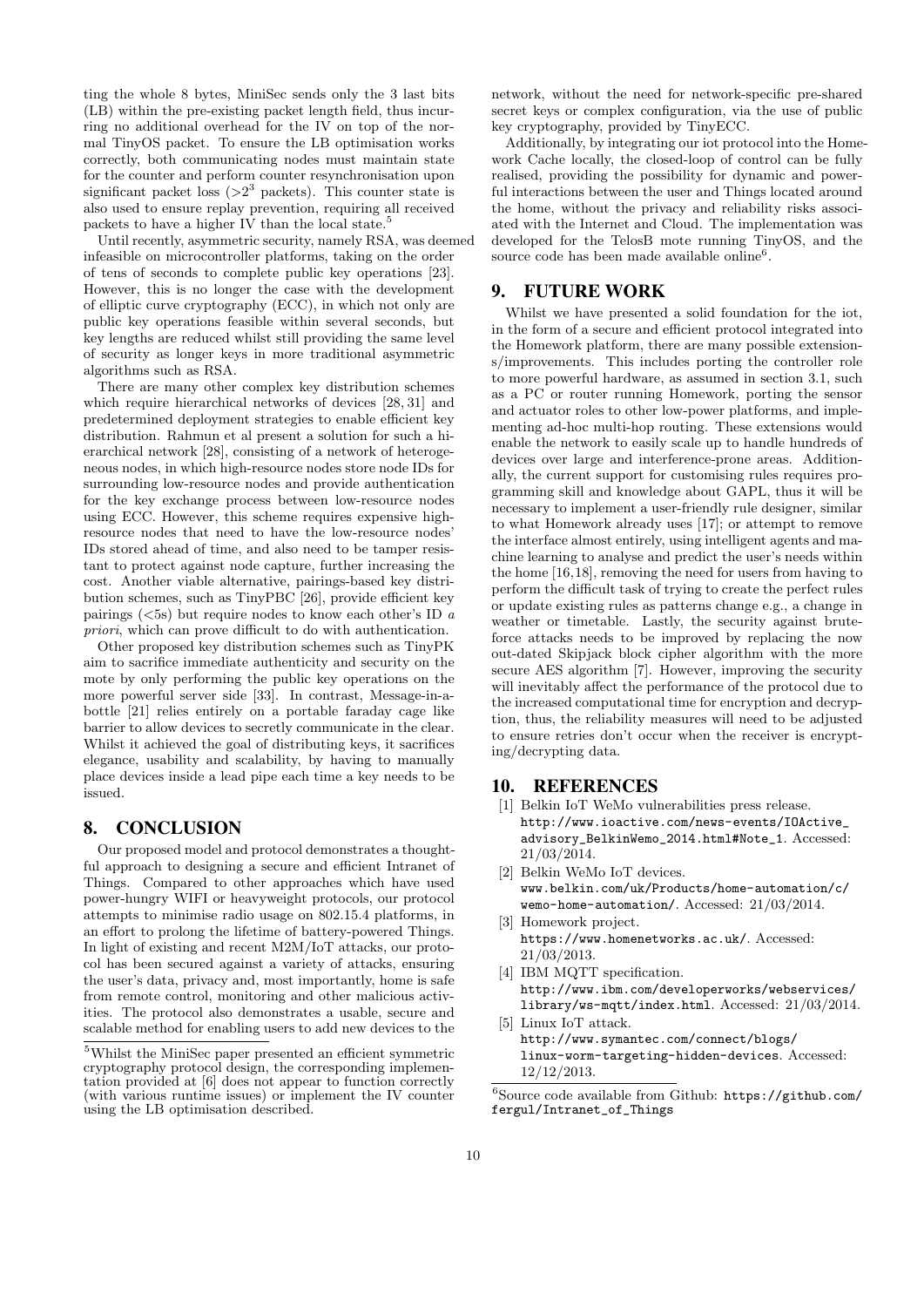ting the whole 8 bytes, MiniSec sends only the 3 last bits (LB) within the pre-existing packet length field, thus incurring no additional overhead for the IV on top of the normal TinyOS packet. To ensure the LB optimisation works correctly, both communicating nodes must maintain state for the counter and perform counter resynchronisation upon significant packet loss ($>2^3$ packets). This counter state is also used to ensure replay prevention, requiring all received packets to have a higher IV than the local state.[5]

Until recently, asymmetric security, namely RSA, was deemed infeasible on microcontroller platforms, taking on the order of tens of seconds to complete public key operations [23]. However, this is no longer the case with the development of elliptic curve cryptography (ECC), in which not only are public key operations feasible within several seconds, but key lengths are reduced whilst still providing the same level of security as longer keys in more traditional asymmetric algorithms such as RSA.

There are many other complex key distribution schemes which require hierarchical networks of devices [28, 31] and predetermined deployment strategies to enable efficient key distribution. Rahmun et al present a solution for such a hierarchical network [28], consisting of a network of heterogeneous nodes, in which high-resource nodes store node IDs for surrounding low-resource nodes and provide authentication for the key exchange process between low-resource nodes using ECC. However, this scheme requires expensive high-resource nodes that need to have the low-resource nodes' IDs stored ahead of time, and also need to be tamper resistant to protect against node capture, further increasing the cost. Another viable alternative, pairings-based key distribution schemes, such as TinyPBC [26], provide efficient key pairings (<5s) but require nodes to know each other's ID *a priori*, which can prove difficult to do with authentication.

Other proposed key distribution schemes such as TinyPK aim to sacrifice immediate authenticity and security on the mote by only performing the public key operations on the more powerful server side [33]. In contrast, Message-in-a-bottle [21] relies entirely on a portable faraday cage like barrier to allow devices to secretly communicate in the clear. Whilst it achieved the goal of distributing keys, it sacrifices elegance, usability and scalability, by having to manually place devices inside a lead pipe each time a key needs to be issued.

## 8. CONCLUSION

Our proposed model and protocol demonstrates a thoughtful approach to designing a secure and efficient Intranet of Things. Compared to other approaches which have used power-hungry WIFI or heavyweight protocols, our protocol attempts to minimise radio usage on 802.15.4 platforms, in an effort to prolong the lifetime of battery-powered Things. In light of existing and recent M2M/IoT attacks, our protocol has been secured against a variety of attacks, ensuring the user's data, privacy and, most importantly, home is safe from remote control, monitoring and other malicious activities. The protocol also demonstrates a usable, secure and scalable method for enabling users to add new devices to the network, without the need for network-specific pre-shared secret keys or complex configuration, via the use of public key cryptography, provided by TinyECC.

Additionally, by integrating our iot protocol into the Homework Cache locally, the closed-loop of control can be fully realised, providing the possibility for dynamic and powerful interactions between the user and Things located around the home, without the privacy and reliability risks associated with the Internet and Cloud. The implementation was developed for the TelosB mote running TinyOS, and the source code has been made available online[6].

## 9. FUTURE WORK

Whilst we have presented a solid foundation for the iot, in the form of a secure and efficient protocol integrated into the Homework platform, there are many possible extensions/improvements. This includes porting the controller role to more powerful hardware, as assumed in section 3.1, such as a PC or router running Homework, porting the sensor and actuator roles to other low-power platforms, and implementing ad-hoc multi-hop routing. These extensions would enable the network to easily scale up to handle hundreds of devices over large and interference-prone areas. Additionally, the current support for customising rules requires programming skill and knowledge about GAPL, thus it will be necessary to implement a user-friendly rule designer, similar to what Homework already uses [17]; or attempt to remove the interface almost entirely, using intelligent agents and machine learning to analyse and predict the user's needs within the home [16,18], removing the need for users from having to perform the difficult task of trying to create the perfect rules or update existing rules as patterns change e.g., a change in weather or timetable. Lastly, the security against brute-force attacks needs to be improved by replacing the now out-dated Skipjack block cipher algorithm with the more secure AES algorithm [7]. However, improving the security will inevitably affect the performance of the protocol due to the increased computational time for encryption and decryption, thus, the reliability measures will need to be adjusted to ensure retries don't occur when the receiver is encrypting/decrypting data.

## 10. REFERENCES

[1] Belkin IoT WeMo vulnerabilities press release. http://www.ioactive.com/news-events/IOActive_advisory_BelkinWemo_2014.html#Note_1. Accessed: 21/03/2014.

[2] Belkin WeMo IoT devices. www.belkin.com/uk/Products/home-automation/c/wemo-home-automation/. Accessed: 21/03/2014.

[3] Homework project. https://www.homenetworks.ac.uk/. Accessed: 21/03/2013.

[4] IBM MQTT specification. http://www.ibm.com/developerworks/webservices/library/ws-mqtt/index.html. Accessed: 21/03/2014.

[5] Linux IoT attack. http://www.symantec.com/connect/blogs/linux-worm-targeting-hidden-devices. Accessed: 12/12/2013.

[5] Whilst the MiniSec paper presented an efficient symmetric cryptography protocol design, the corresponding implementation provided at [6] does not appear to function correctly (with various runtime issues) or implement the IV counter using the LB optimisation described.

[6] Source code available from Github: https://github.com/fergul/Intranet_of_Things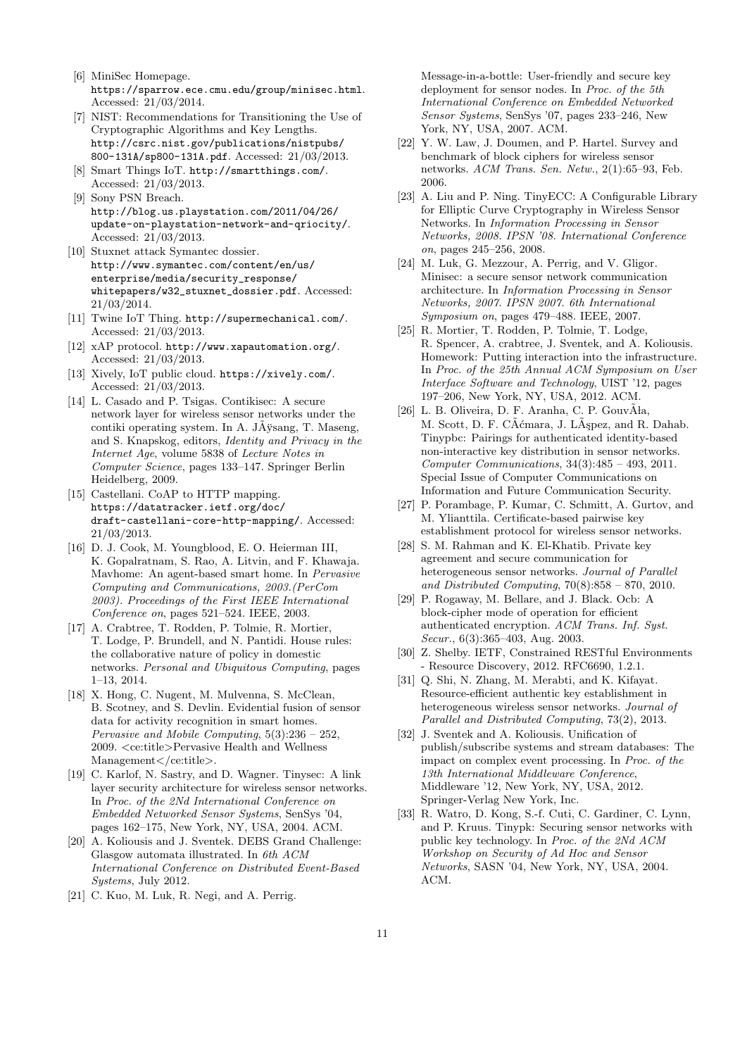[6] MiniSec Homepage. https://sparrow.ece.cmu.edu/group/minisec.html. Accessed: 21/03/2014.

[7] NIST: Recommendations for Transitioning the Use of Cryptographic Algorithms and Key Lengths. http://csrc.nist.gov/publications/nistpubs/800-131A/sp800-131A.pdf. Accessed: 21/03/2013.

[8] Smart Things IoT. http://smartthings.com/. Accessed: 21/03/2013.

[9] Sony PSN Breach. http://blog.us.playstation.com/2011/04/26/update-on-playstation-network-and-qriocity/. Accessed: 21/03/2013.

[10] Stuxnet attack Symantec dossier. http://www.symantec.com/content/en/us/enterprise/media/security_response/whitepapers/w32_stuxnet_dossier.pdf. Accessed: 21/03/2014.

[11] Twine IoT Thing. http://supermechanical.com/. Accessed: 21/03/2013.

[12] xAP protocol. http://www.xapautomation.org/. Accessed: 21/03/2013.

[13] Xively, IoT public cloud. https://xively.com/. Accessed: 21/03/2013.

[14] L. Casado and P. Tsigas. Contikisec: A secure network layer for wireless sensor networks under the contiki operating system. In A. JÃÿsang, T. Maseng, and S. Knapskog, editors, *Identity and Privacy in the Internet Age*, volume 5838 of *Lecture Notes in Computer Science*, pages 133–147. Springer Berlin Heidelberg, 2009.

[15] Castellani. CoAP to HTTP mapping. https://datatracker.ietf.org/doc/draft-castellani-core-http-mapping/. Accessed: 21/03/2013.

[16] D. J. Cook, M. Youngblood, E. O. Heierman III, K. Gopalratnam, S. Rao, A. Litvin, and F. Khawaja. Mavhome: An agent-based smart home. In *Pervasive Computing and Communications, 2003.(PerCom 2003). Proceedings of the First IEEE International Conference on*, pages 521–524. IEEE, 2003.

[17] A. Crabtree, T. Rodden, P. Tolmie, R. Mortier, T. Lodge, P. Brundell, and N. Pantidi. House rules: the collaborative nature of policy in domestic networks. *Personal and Ubiquitous Computing*, pages 1–13, 2014.

[18] X. Hong, C. Nugent, M. Mulvenna, S. McClean, B. Scotney, and S. Devlin. Evidential fusion of sensor data for activity recognition in smart homes. *Pervasive and Mobile Computing*, 5(3):236 – 252, 2009. <ce:title>Pervasive Health and Wellness Management</ce:title>.

[19] C. Karlof, N. Sastry, and D. Wagner. Tinysec: A link layer security architecture for wireless sensor networks. In *Proc. of the 2Nd International Conference on Embedded Networked Sensor Systems*, SenSys '04, pages 162–175, New York, NY, USA, 2004. ACM.

[20] A. Koliousis and J. Sventek. DEBS Grand Challenge: Glasgow automata illustrated. In *6th ACM International Conference on Distributed Event-Based Systems*, July 2012.

[21] C. Kuo, M. Luk, R. Negi, and A. Perrig. Message-in-a-bottle: User-friendly and secure key deployment for sensor nodes. In *Proc. of the 5th International Conference on Embedded Networked Sensor Systems*, SenSys '07, pages 233–246, New York, NY, USA, 2007. ACM.

[22] Y. W. Law, J. Doumen, and P. Hartel. Survey and benchmark of block ciphers for wireless sensor networks. *ACM Trans. Sen. Netw.*, 2(1):65–93, Feb. 2006.

[23] A. Liu and P. Ning. TinyECC: A Configurable Library for Elliptic Curve Cryptography in Wireless Sensor Networks. In *Information Processing in Sensor Networks, 2008. IPSN '08. International Conference on*, pages 245–256, 2008.

[24] M. Luk, G. Mezzour, A. Perrig, and V. Gligor. Minisec: a secure sensor network communication architecture. In *Information Processing in Sensor Networks, 2007. IPSN 2007. 6th International Symposium on*, pages 479–488. IEEE, 2007.

[25] R. Mortier, T. Rodden, P. Tolmie, T. Lodge, R. Spencer, A. crabtree, J. Sventek, and A. Koliousis. Homework: Putting interaction into the infrastructure. In *Proc. of the 25th Annual ACM Symposium on User Interface Software and Technology*, UIST '12, pages 197–206, New York, NY, USA, 2012. ACM.

[26] L. B. Oliveira, D. F. Aranha, C. P. GouvÃła, M. Scott, D. F. CÃćmara, J. LÃşpez, and R. Dahab. Tinypbc: Pairings for authenticated identity-based non-interactive key distribution in sensor networks. *Computer Communications*, 34(3):485 – 493, 2011. Special Issue of Computer Communications on Information and Future Communication Security.

[27] P. Porambage, P. Kumar, C. Schmitt, A. Gurtov, and M. Ylianttila. Certificate-based pairwise key establishment protocol for wireless sensor networks.

[28] S. M. Rahman and K. El-Khatib. Private key agreement and secure communication for heterogeneous sensor networks. *Journal of Parallel and Distributed Computing*, 70(8):858 – 870, 2010.

[29] P. Rogaway, M. Bellare, and J. Black. Ocb: A block-cipher mode of operation for efficient authenticated encryption. *ACM Trans. Inf. Syst. Secur.*, 6(3):365–403, Aug. 2003.

[30] Z. Shelby. IETF, Constrained RESTful Environments - Resource Discovery, 2012. RFC6690, 1.2.1.

[31] Q. Shi, N. Zhang, M. Merabti, and K. Kifayat. Resource-efficient authentic key establishment in heterogeneous wireless sensor networks. *Journal of Parallel and Distributed Computing*, 73(2), 2013.

[32] J. Sventek and A. Koliousis. Unification of publish/subscribe systems and stream databases: The impact on complex event processing. In *Proc. of the 13th International Middleware Conference*, Middleware '12, New York, NY, USA, 2012. Springer-Verlag New York, Inc.

[33] R. Watro, D. Kong, S.-f. Cuti, C. Gardiner, C. Lynn, and P. Kruus. Tinypk: Securing sensor networks with public key technology. In *Proc. of the 2Nd ACM Workshop on Security of Ad Hoc and Sensor Networks*, SASN '04, New York, NY, USA, 2004. ACM.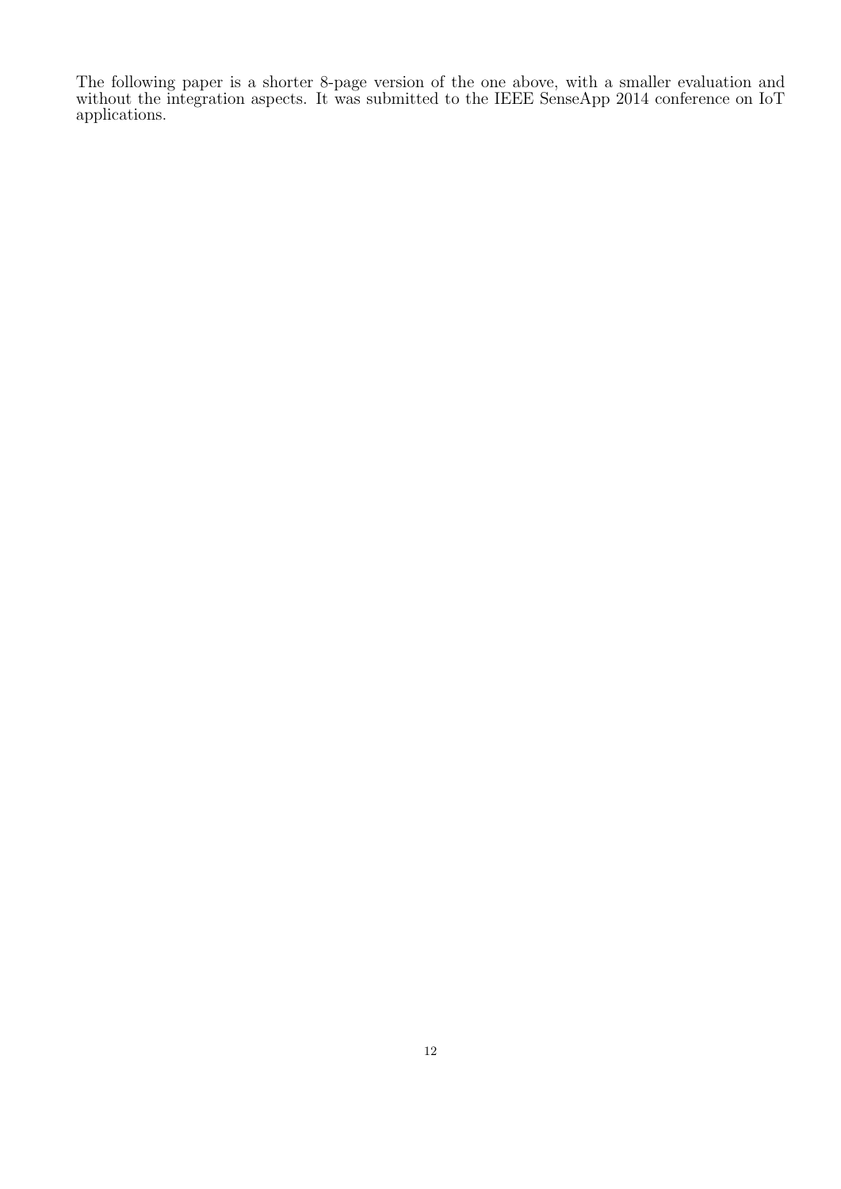The following paper is a shorter 8-page version of the one above, with a smaller evaluation and without the integration aspects. It was submitted to the IEEE SenseApp 2014 conference on IoT applications.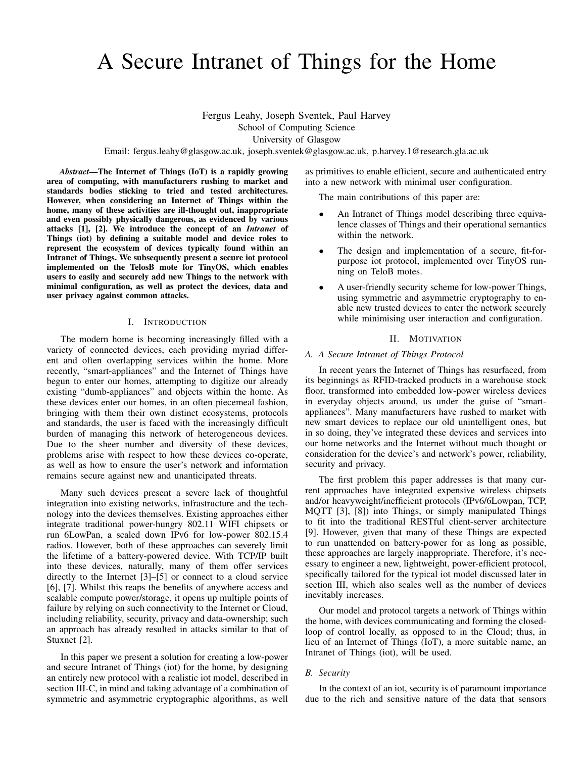# A Secure Intranet of Things for the Home

Fergus Leahy, Joseph Sventek, Paul Harvey
School of Computing Science
University of Glasgow
Email: fergus.leahy@glasgow.ac.uk, joseph.sventek@glasgow.ac.uk, p.harvey.1@research.gla.ac.uk

***Abstract*—The Internet of Things (IoT) is a rapidly growing area of computing, with manufacturers rushing to market and standards bodies sticking to tried and tested architectures. However, when considering an Internet of Things within the home, many of these activities are ill-thought out, inappropriate and even possibly physically dangerous, as evidenced by various attacks [1], [2]. We introduce the concept of an *Intranet* of Things (iot) by defining a suitable model and device roles to represent the ecosystem of devices typically found within an Intranet of Things. We subsequently present a secure iot protocol implemented on the TelosB mote for TinyOS, which enables users to easily and securely add new Things to the network with minimal configuration, as well as protect the devices, data and user privacy against common attacks.**

## I. Introduction

The modern home is becoming increasingly filled with a variety of connected devices, each providing myriad different and often overlapping services within the home. More recently, "smart-appliances" and the Internet of Things have begun to enter our homes, attempting to digitize our already existing "dumb-appliances" and objects within the home. As these devices enter our homes, in an often piecemeal fashion, bringing with them their own distinct ecosystems, protocols and standards, the user is faced with the increasingly difficult burden of managing this network of heterogeneous devices. Due to the sheer number and diversity of these devices, problems arise with respect to how these devices co-operate, as well as how to ensure the user's network and information remains secure against new and unanticipated threats.

Many such devices present a severe lack of thoughtful integration into existing networks, infrastructure and the technology into the devices themselves. Existing approaches either integrate traditional power-hungry 802.11 WIFI chipsets or run 6LowPan, a scaled down IPv6 for low-power 802.15.4 radios. However, both of these approaches can severely limit the lifetime of a battery-powered device. With TCP/IP built into these devices, naturally, many of them offer services directly to the Internet [3]–[5] or connect to a cloud service [6], [7]. Whilst this reaps the benefits of anywhere access and scalable compute power/storage, it opens up multiple points of failure by relying on such connectivity to the Internet or Cloud, including reliability, security, privacy and data-ownership; such an approach has already resulted in attacks similar to that of Stuxnet [2].

In this paper we present a solution for creating a low-power and secure Intranet of Things (iot) for the home, by designing an entirely new protocol with a realistic iot model, described in section III-C, in mind and taking advantage of a combination of symmetric and asymmetric cryptographic algorithms, as well as primitives to enable efficient, secure and authenticated entry into a new network with minimal user configuration.

The main contributions of this paper are:

- An Intranet of Things model describing three equivalence classes of Things and their operational semantics within the network.
- The design and implementation of a secure, fit-for-purpose iot protocol, implemented over TinyOS running on TeloB motes.
- A user-friendly security scheme for low-power Things, using symmetric and asymmetric cryptography to enable new trusted devices to enter the network securely while minimising user interaction and configuration.

## II. Motivation

### A. A Secure Intranet of Things Protocol

In recent years the Internet of Things has resurfaced, from its beginnings as RFID-tracked products in a warehouse stock floor, transformed into embedded low-power wireless devices in everyday objects around, us under the guise of "smart-appliances". Many manufacturers have rushed to market with new smart devices to replace our old unintelligent ones, but in so doing, they've integrated these devices and services into our home networks and the Internet without much thought or consideration for the device's and network's power, reliability, security and privacy.

The first problem this paper addresses is that many current approaches have integrated expensive wireless chipsets and/or heavyweight/inefficient protocols (IPv6/6Lowpan, TCP, MQTT [3], [8]) into Things, or simply manipulated Things to fit into the traditional RESTful client-server architecture [9]. However, given that many of these Things are expected to run unattended on battery-power for as long as possible, these approaches are largely inappropriate. Therefore, it's necessary to engineer a new, lightweight, power-efficient protocol, specifically tailored for the typical iot model discussed later in section III, which also scales well as the number of devices inevitably increases.

Our model and protocol targets a network of Things within the home, with devices communicating and forming the closed-loop of control locally, as opposed to in the Cloud; thus, in lieu of an Internet of Things (IoT), a more suitable name, an Intranet of Things (iot), will be used.

### B. Security

In the context of an iot, security is of paramount importance due to the rich and sensitive nature of the data that sensors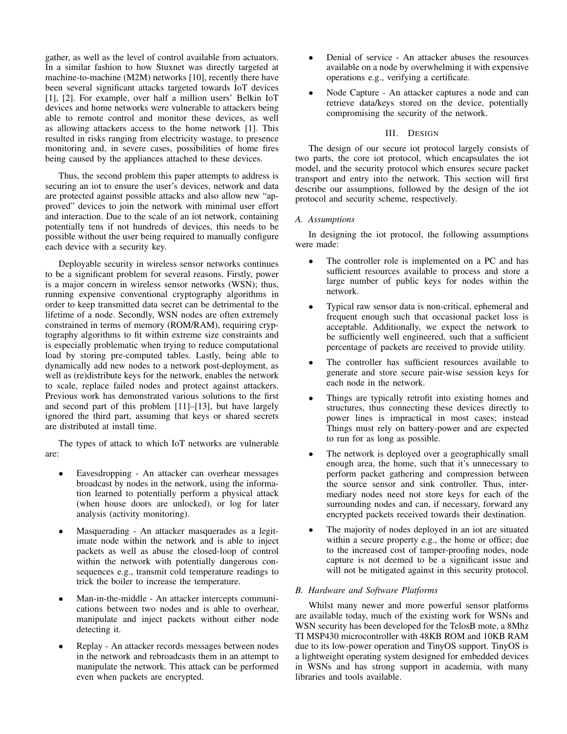gather, as well as the level of control available from actuators. In a similar fashion to how Stuxnet was directly targeted at machine-to-machine (M2M) networks [10], recently there have been several significant attacks targeted towards IoT devices [1], [2]. For example, over half a million users' Belkin IoT devices and home networks were vulnerable to attackers being able to remote control and monitor these devices, as well as allowing attackers access to the home network [1]. This resulted in risks ranging from electricity wastage, to presence monitoring and, in severe cases, possibilities of home fires being caused by the appliances attached to these devices.

Thus, the second problem this paper attempts to address is securing an iot to ensure the user's devices, network and data are protected against possible attacks and also allow new "approved" devices to join the network with minimal user effort and interaction. Due to the scale of an iot network, containing potentially tens if not hundreds of devices, this needs to be possible without the user being required to manually configure each device with a security key.

Deployable security in wireless sensor networks continues to be a significant problem for several reasons. Firstly, power is a major concern in wireless sensor networks (WSN); thus, running expensive conventional cryptography algorithms in order to keep transmitted data secret can be detrimental to the lifetime of a node. Secondly, WSN nodes are often extremely constrained in terms of memory (ROM/RAM), requiring cryptography algorithms to fit within extreme size constraints and is especially problematic when trying to reduce computational load by storing pre-computed tables. Lastly, being able to dynamically add new nodes to a network post-deployment, as well as (re)distribute keys for the network, enables the network to scale, replace failed nodes and protect against attackers. Previous work has demonstrated various solutions to the first and second part of this problem [11]–[13], but have largely ignored the third part, assuming that keys or shared secrets are distributed at install time.

The types of attack to which IoT networks are vulnerable are:

- Eavesdropping - An attacker can overhear messages broadcast by nodes in the network, using the information learned to potentially perform a physical attack (when house doors are unlocked), or log for later analysis (activity monitoring).
- Masquerading - An attacker masquerades as a legitimate node within the network and is able to inject packets as well as abuse the closed-loop of control within the network with potentially dangerous consequences e.g., transmit cold temperature readings to trick the boiler to increase the temperature.
- Man-in-the-middle - An attacker intercepts communications between two nodes and is able to overhear, manipulate and inject packets without either node detecting it.
- Replay - An attacker records messages between nodes in the network and rebroadcasts them in an attempt to manipulate the network. This attack can be performed even when packets are encrypted.
- Denial of service - An attacker abuses the resources available on a node by overwhelming it with expensive operations e.g., verifying a certificate.
- Node Capture - An attacker captures a node and can retrieve data/keys stored on the device, potentially compromising the security of the network.

## III. Design

The design of our secure iot protocol largely consists of two parts, the core iot protocol, which encapsulates the iot model, and the security protocol which ensures secure packet transport and entry into the network. This section will first describe our assumptions, followed by the design of the iot protocol and security scheme, respectively.

### A. Assumptions

In designing the iot protocol, the following assumptions were made:

- The controller role is implemented on a PC and has sufficient resources available to process and store a large number of public keys for nodes within the network.
- Typical raw sensor data is non-critical, ephemeral and frequent enough such that occasional packet loss is acceptable. Additionally, we expect the network to be sufficiently well engineered, such that a sufficient percentage of packets are received to provide utility.
- The controller has sufficient resources available to generate and store secure pair-wise session keys for each node in the network.
- Things are typically retrofit into existing homes and structures, thus connecting these devices directly to power lines is impractical in most cases; instead Things must rely on battery-power and are expected to run for as long as possible.
- The network is deployed over a geographically small enough area, the home, such that it's unnecessary to perform packet gathering and compression between the source sensor and sink controller. Thus, intermediary nodes need not store keys for each of the surrounding nodes and can, if necessary, forward any encrypted packets received towards their destination.
- The majority of nodes deployed in an iot are situated within a secure property e.g., the home or office; due to the increased cost of tamper-proofing nodes, node capture is not deemed to be a significant issue and will not be mitigated against in this security protocol.

### B. Hardware and Software Platforms

Whilst many newer and more powerful sensor platforms are available today, much of the existing work for WSNs and WSN security has been developed for the TelosB mote, a 8Mhz TI MSP430 microcontroller with 48KB ROM and 10KB RAM due to its low-power operation and TinyOS support. TinyOS is a lightweight operating system designed for embedded devices in WSNs and has strong support in academia, with many libraries and tools available.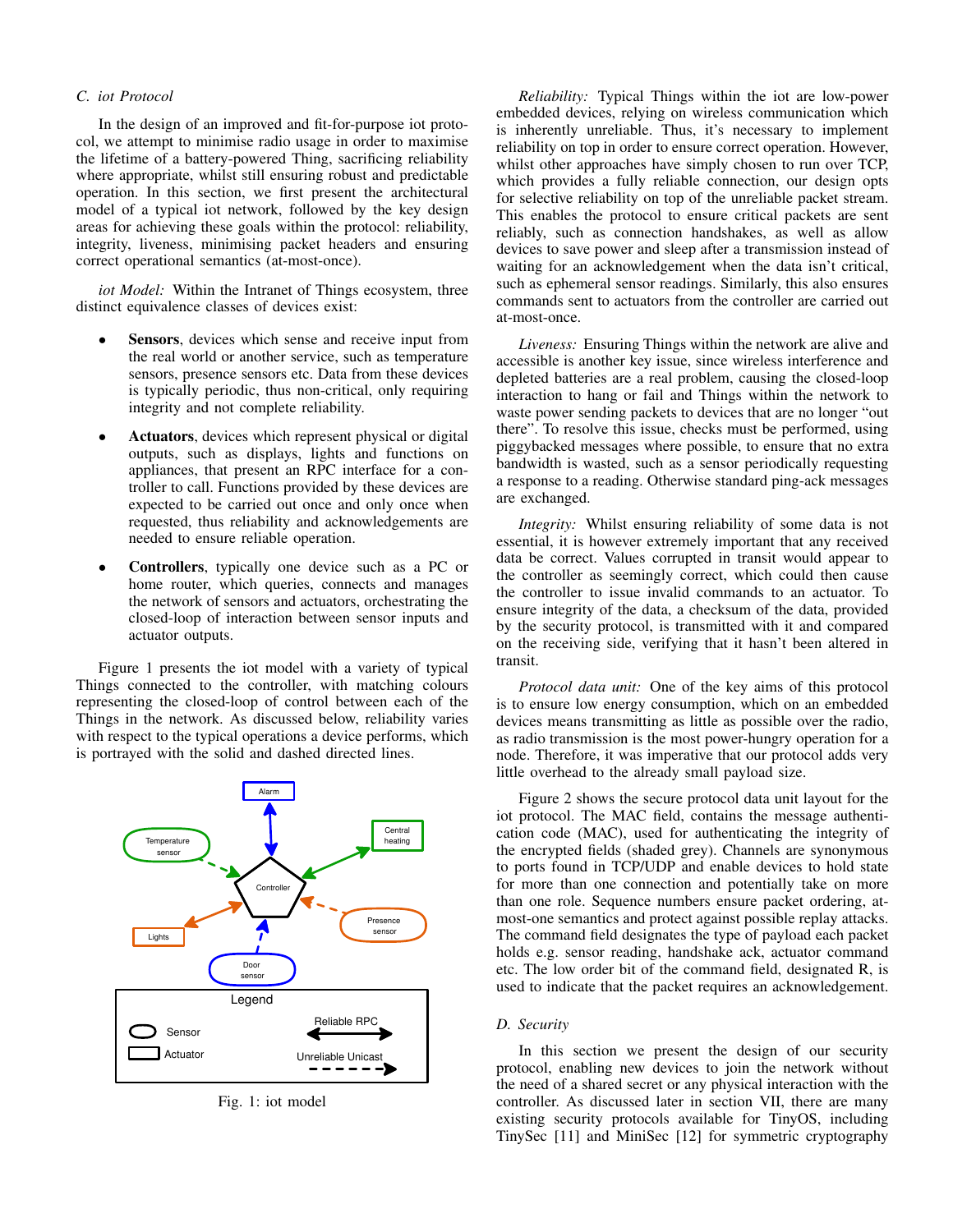### C. iot Protocol

In the design of an improved and fit-for-purpose iot protocol, we attempt to minimise radio usage in order to maximise the lifetime of a battery-powered Thing, sacrificing reliability where appropriate, whilst still ensuring robust and predictable operation. In this section, we first present the architectural model of a typical iot network, followed by the key design areas for achieving these goals within the protocol: reliability, integrity, liveness, minimising packet headers and ensuring correct operational semantics (at-most-once).

*iot Model:* Within the Intranet of Things ecosystem, three distinct equivalence classes of devices exist:

- **Sensors**, devices which sense and receive input from the real world or another service, such as temperature sensors, presence sensors etc. Data from these devices is typically periodic, thus non-critical, only requiring integrity and not complete reliability.
- **Actuators**, devices which represent physical or digital outputs, such as displays, lights and functions on appliances, that present an RPC interface for a controller to call. Functions provided by these devices are expected to be carried out once and only once when requested, thus reliability and acknowledgements are needed to ensure reliable operation.
- **Controllers**, typically one device such as a PC or home router, which queries, connects and manages the network of sensors and actuators, orchestrating the closed-loop of interaction between sensor inputs and actuator outputs.

Figure 1 presents the iot model with a variety of typical Things connected to the controller, with matching colours representing the closed-loop of control between each of the Things in the network. As discussed below, reliability varies with respect to the typical operations a device performs, which is portrayed with the solid and dashed directed lines.

Fig. 1: iot model

*Reliability:* Typical Things within the iot are low-power embedded devices, relying on wireless communication which is inherently unreliable. Thus, it's necessary to implement reliability on top in order to ensure correct operation. However, whilst other approaches have simply chosen to run over TCP, which provides a fully reliable connection, our design opts for selective reliability on top of the unreliable packet stream. This enables the protocol to ensure critical packets are sent reliably, such as connection handshakes, as well as allow devices to save power and sleep after a transmission instead of waiting for an acknowledgement when the data isn't critical, such as ephemeral sensor readings. Similarly, this also ensures commands sent to actuators from the controller are carried out at-most-once.

*Liveness:* Ensuring Things within the network are alive and accessible is another key issue, since wireless interference and depleted batteries are a real problem, causing the closed-loop interaction to hang or fail and Things within the network to waste power sending packets to devices that are no longer "out there". To resolve this issue, checks must be performed, using piggybacked messages where possible, to ensure that no extra bandwidth is wasted, such as a sensor periodically requesting a response to a reading. Otherwise standard ping-ack messages are exchanged.

*Integrity:* Whilst ensuring reliability of some data is not essential, it is however extremely important that any received data be correct. Values corrupted in transit would appear to the controller as seemingly correct, which could then cause the controller to issue invalid commands to an actuator. To ensure integrity of the data, a checksum of the data, provided by the security protocol, is transmitted with it and compared on the receiving side, verifying that it hasn't been altered in transit.

*Protocol data unit:* One of the key aims of this protocol is to ensure low energy consumption, which on an embedded devices means transmitting as little as possible over the radio, as radio transmission is the most power-hungry operation for a node. Therefore, it was imperative that our protocol adds very little overhead to the already small payload size.

Figure 2 shows the secure protocol data unit layout for the iot protocol. The MAC field, contains the message authentication code (MAC), used for authenticating the integrity of the encrypted fields (shaded grey). Channels are synonymous to ports found in TCP/UDP and enable devices to hold state for more than one connection and potentially take on more than one role. Sequence numbers ensure packet ordering, at-most-one semantics and protect against possible replay attacks. The command field designates the type of payload each packet holds e.g. sensor reading, handshake ack, actuator command etc. The low order bit of the command field, designated R, is used to indicate that the packet requires an acknowledgement.

### D. Security

In this section we present the design of our security protocol, enabling new devices to join the network without the need of a shared secret or any physical interaction with the controller. As discussed later in section VII, there are many existing security protocols available for TinyOS, including TinySec [11] and MiniSec [12] for symmetric cryptography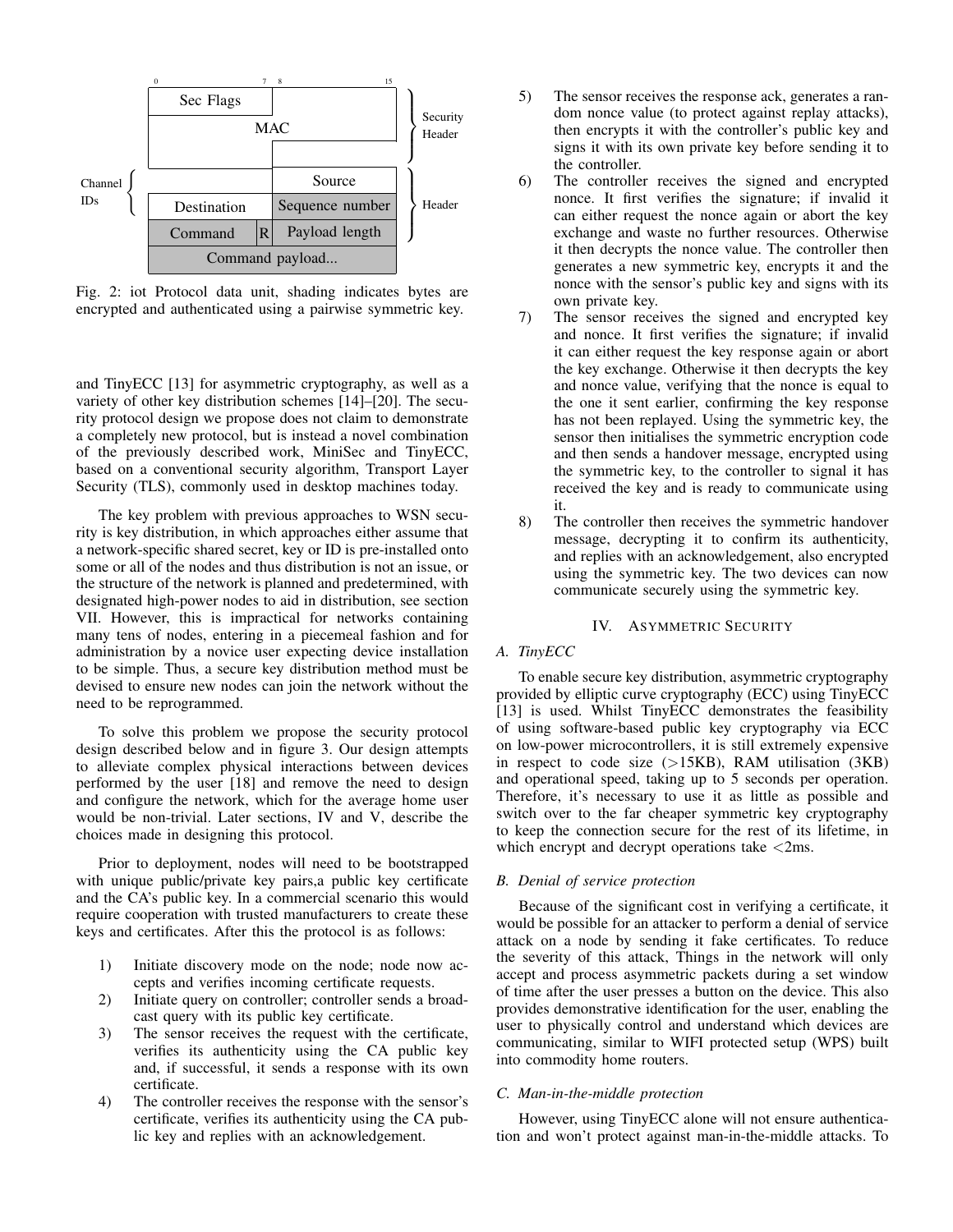| 0 | 7 | 8 | 15 |
|---|---|---|---|
| Sec Flags | | MAC | |
| Source | | | |
| Destination | | Sequence number | |
| Command | R | Payload length | |
| Command payload... | | | |

Fig. 2: iot Protocol data unit, shading indicates bytes are encrypted and authenticated using a pairwise symmetric key.

and TinyECC [13] for asymmetric cryptography, as well as a variety of other key distribution schemes [14]–[20]. The security protocol design we propose does not claim to demonstrate a completely new protocol, but is instead a novel combination of the previously described work, MiniSec and TinyECC, based on a conventional security algorithm, Transport Layer Security (TLS), commonly used in desktop machines today.

The key problem with previous approaches to WSN security is key distribution, in which approaches either assume that a network-specific shared secret, key or ID is pre-installed onto some or all of the nodes and thus distribution is not an issue, or the structure of the network is planned and predetermined, with designated high-power nodes to aid in distribution, see section VII. However, this is impractical for networks containing many tens of nodes, entering in a piecemeal fashion and for administration by a novice user expecting device installation to be simple. Thus, a secure key distribution method must be devised to ensure new nodes can join the network without the need to be reprogrammed.

To solve this problem we propose the security protocol design described below and in figure 3. Our design attempts to alleviate complex physical interactions between devices performed by the user [18] and remove the need to design and configure the network, which for the average home user would be non-trivial. Later sections, IV and V, describe the choices made in designing this protocol.

Prior to deployment, nodes will need to be bootstrapped with unique public/private key pairs,a public key certificate and the CA's public key. In a commercial scenario this would require cooperation with trusted manufacturers to create these keys and certificates. After this the protocol is as follows:

1) Initiate discovery mode on the node; node now accepts and verifies incoming certificate requests.
2) Initiate query on controller; controller sends a broadcast query with its public key certificate.
3) The sensor receives the request with the certificate, verifies its authenticity using the CA public key and, if successful, it sends a response with its own certificate.
4) The controller receives the response with the sensor's certificate, verifies its authenticity using the CA public key and replies with an acknowledgement.
5) The sensor receives the response ack, generates a random nonce value (to protect against replay attacks), then encrypts it with the controller's public key and signs it with its own private key before sending it to the controller.
6) The controller receives the signed and encrypted nonce. It first verifies the signature; if invalid it can either request the nonce again or abort the key exchange and waste no further resources. Otherwise it then decrypts the nonce value. The controller then generates a new symmetric key, encrypts it and the nonce with the sensor's public key and signs with its own private key.
7) The sensor receives the signed and encrypted key and nonce. It first verifies the signature; if invalid it can either request the key response again or abort the key exchange. Otherwise it then decrypts the key and nonce value, verifying that the nonce is equal to the one it sent earlier, confirming the key response has not been replayed. Using the symmetric key, the sensor then initialises the symmetric encryption code and then sends a handover message, encrypted using the symmetric key, to the controller to signal it has received the key and is ready to communicate using it.
8) The controller then receives the symmetric handover message, decrypting it to confirm its authenticity, and replies with an acknowledgement, also encrypted using the symmetric key. The two devices can now communicate securely using the symmetric key.

## IV. Asymmetric Security

### A. TinyECC

To enable secure key distribution, asymmetric cryptography provided by elliptic curve cryptography (ECC) using TinyECC [13] is used. Whilst TinyECC demonstrates the feasibility of using software-based public key cryptography via ECC on low-power microcontrollers, it is still extremely expensive in respect to code size (>15KB), RAM utilisation (3KB) and operational speed, taking up to 5 seconds per operation. Therefore, it's necessary to use it as little as possible and switch over to the far cheaper symmetric key cryptography to keep the connection secure for the rest of its lifetime, in which encrypt and decrypt operations take <2ms.

### B. Denial of service protection

Because of the significant cost in verifying a certificate, it would be possible for an attacker to perform a denial of service attack on a node by sending it fake certificates. To reduce the severity of this attack, Things in the network will only accept and process asymmetric packets during a set window of time after the user presses a button on the device. This also provides demonstrative identification for the user, enabling the user to physically control and understand which devices are communicating, similar to WIFI protected setup (WPS) built into commodity home routers.

### C. Man-in-the-middle protection

However, using TinyECC alone will not ensure authentication and won't protect against man-in-the-middle attacks. To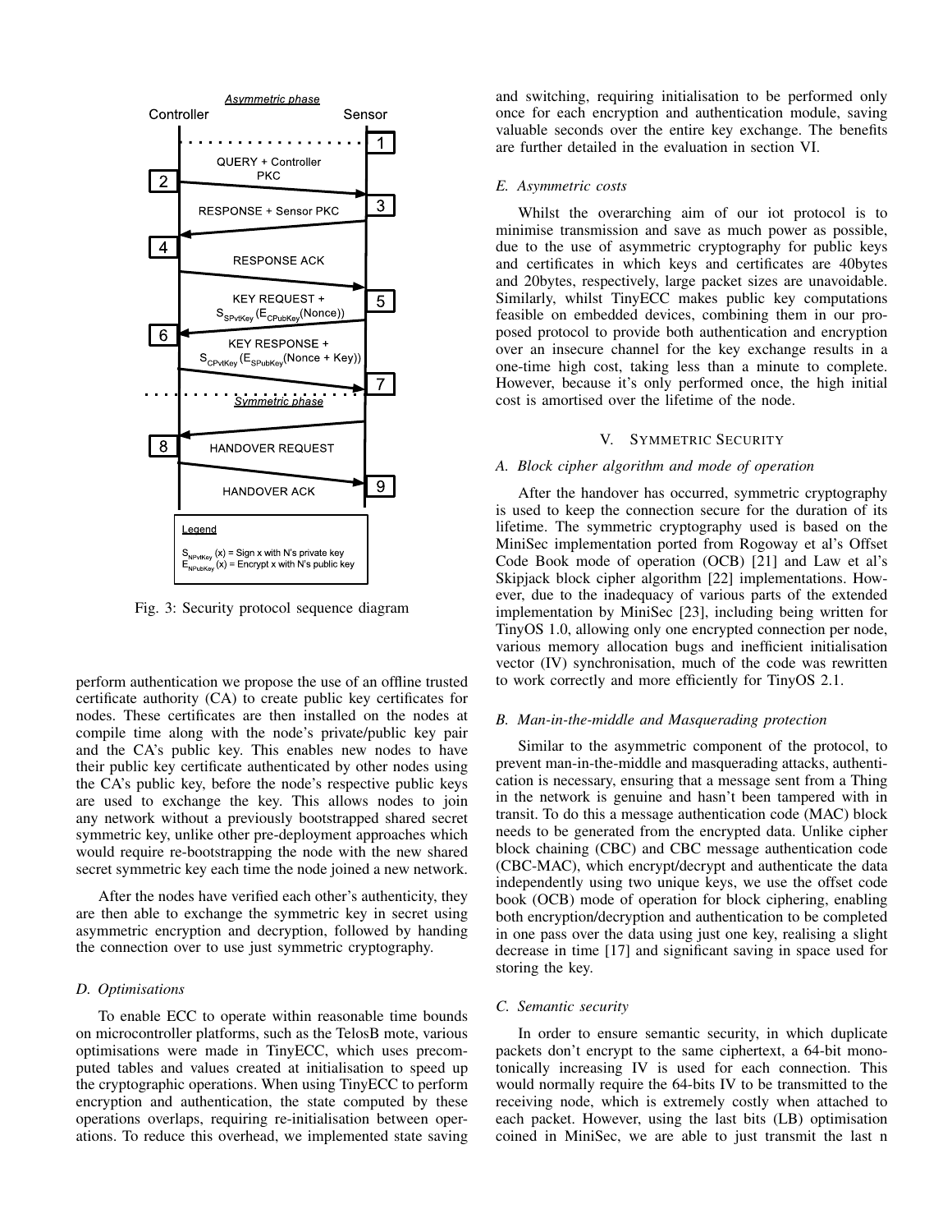Fig. 3: Security protocol sequence diagram

perform authentication we propose the use of an offline trusted certificate authority (CA) to create public key certificates for nodes. These certificates are then installed on the nodes at compile time along with the node's private/public key pair and the CA's public key. This enables new nodes to have their public key certificate authenticated by other nodes using the CA's public key, before the node's respective public keys are used to exchange the key. This allows nodes to join any network without a previously bootstrapped shared secret symmetric key, unlike other pre-deployment approaches which would require re-bootstrapping the node with the new shared secret symmetric key each time the node joined a new network.

After the nodes have verified each other's authenticity, they are then able to exchange the symmetric key in secret using asymmetric encryption and decryption, followed by handing the connection over to use just symmetric cryptography.

### *D. Optimisations*

To enable ECC to operate within reasonable time bounds on microcontroller platforms, such as the TelosB mote, various optimisations were made in TinyECC, which uses precomputed tables and values created at initialisation to speed up the cryptographic operations. When using TinyECC to perform encryption and authentication, the state computed by these operations overlaps, requiring re-initialisation between operations. To reduce this overhead, we implemented state saving and switching, requiring initialisation to be performed only once for each encryption and authentication module, saving valuable seconds over the entire key exchange. The benefits are further detailed in the evaluation in section VI.

### *E. Asymmetric costs*

Whilst the overarching aim of our iot protocol is to minimise transmission and save as much power as possible, due to the use of asymmetric cryptography for public keys and certificates in which keys and certificates are 40bytes and 20bytes, respectively, large packet sizes are unavoidable. Similarly, whilst TinyECC makes public key computations feasible on embedded devices, combining them in our proposed protocol to provide both authentication and encryption over an insecure channel for the key exchange results in a one-time high cost, taking less than a minute to complete. However, because it's only performed once, the high initial cost is amortised over the lifetime of the node.

## V. Symmetric Security

### *A. Block cipher algorithm and mode of operation*

After the handover has occurred, symmetric cryptography is used to keep the connection secure for the duration of its lifetime. The symmetric cryptography used is based on the MiniSec implementation ported from Rogoway et al's Offset Code Book mode of operation (OCB) [21] and Law et al's Skipjack block cipher algorithm [22] implementations. However, due to the inadequacy of various parts of the extended implementation by MiniSec [23], including being written for TinyOS 1.0, allowing only one encrypted connection per node, various memory allocation bugs and inefficient initialisation vector (IV) synchronisation, much of the code was rewritten to work correctly and more efficiently for TinyOS 2.1.

### *B. Man-in-the-middle and Masquerading protection*

Similar to the asymmetric component of the protocol, to prevent man-in-the-middle and masquerading attacks, authentication is necessary, ensuring that a message sent from a Thing in the network is genuine and hasn't been tampered with in transit. To do this a message authentication code (MAC) block needs to be generated from the encrypted data. Unlike cipher block chaining (CBC) and CBC message authentication code (CBC-MAC), which encrypt/decrypt and authenticate the data independently using two unique keys, we use the offset code book (OCB) mode of operation for block ciphering, enabling both encryption/decryption and authentication to be completed in one pass over the data using just one key, realising a slight decrease in time [17] and significant saving in space used for storing the key.

### *C. Semantic security*

In order to ensure semantic security, in which duplicate packets don't encrypt to the same ciphertext, a 64-bit monotonically increasing IV is used for each connection. This would normally require the 64-bits IV to be transmitted to the receiving node, which is extremely costly when attached to each packet. However, using the last bits (LB) optimisation coined in MiniSec, we are able to just transmit the last n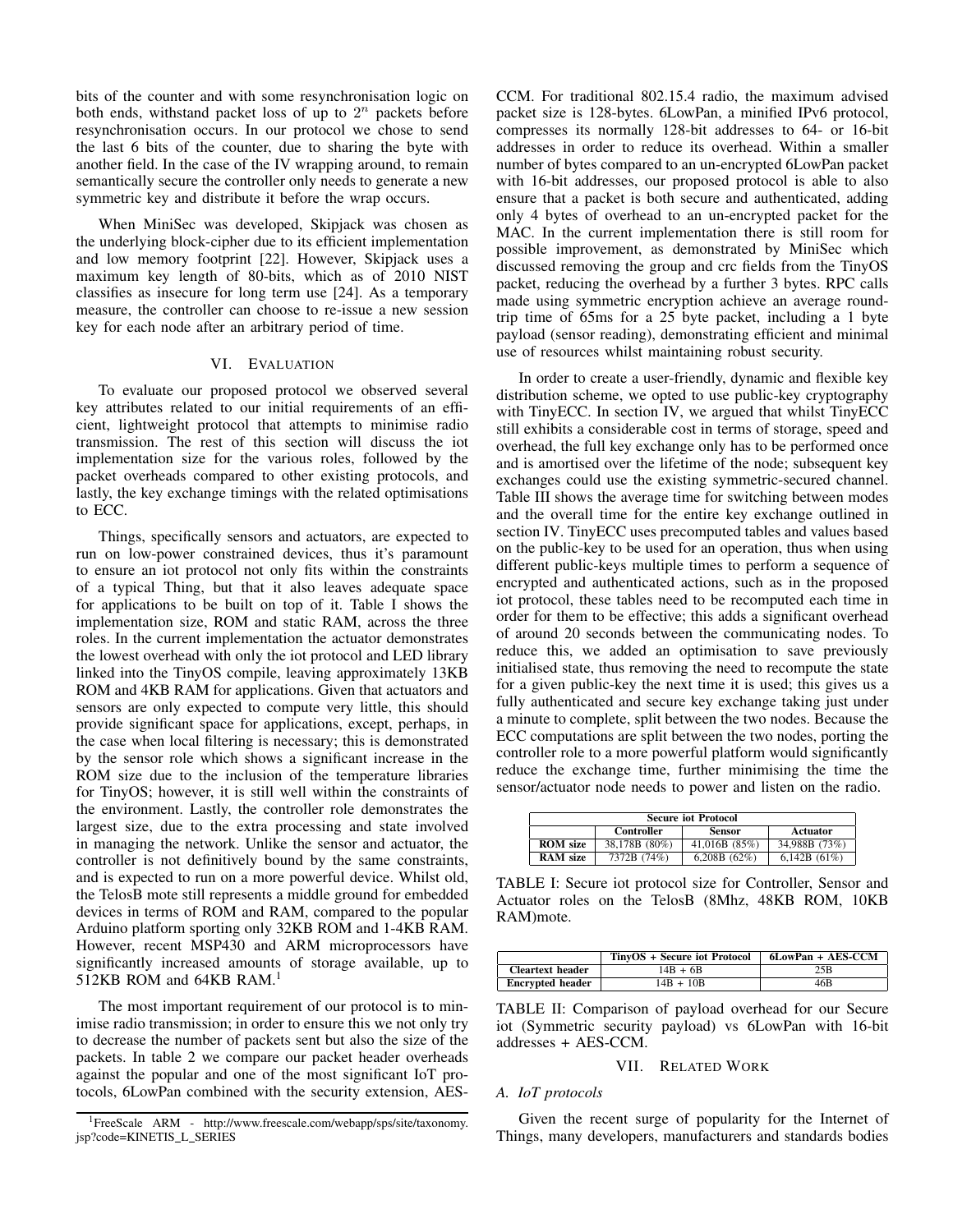bits of the counter and with some resynchronisation logic on both ends, withstand packet loss of up to $2^n$ packets before resynchronisation occurs. In our protocol we chose to send the last 6 bits of the counter, due to sharing the byte with another field. In the case of the IV wrapping around, to remain semantically secure the controller only needs to generate a new symmetric key and distribute it before the wrap occurs.

When MiniSec was developed, Skipjack was chosen as the underlying block-cipher due to its efficient implementation and low memory footprint [22]. However, Skipjack uses a maximum key length of 80-bits, which as of 2010 NIST classifies as insecure for long term use [24]. As a temporary measure, the controller can choose to re-issue a new session key for each node after an arbitrary period of time.

## VI. Evaluation

To evaluate our proposed protocol we observed several key attributes related to our initial requirements of an efficient, lightweight protocol that attempts to minimise radio transmission. The rest of this section will discuss the iot implementation size for the various roles, followed by the packet overheads compared to other existing protocols, and lastly, the key exchange timings with the related optimisations to ECC.

Things, specifically sensors and actuators, are expected to run on low-power constrained devices, thus it's paramount to ensure an iot protocol not only fits within the constraints of a typical Thing, but that it also leaves adequate space for applications to be built on top of it. Table I shows the implementation size, ROM and static RAM, across the three roles. In the current implementation the actuator demonstrates the lowest overhead with only the iot protocol and LED library linked into the TinyOS compile, leaving approximately 13KB ROM and 4KB RAM for applications. Given that actuators and sensors are only expected to compute very little, this should provide significant space for applications, except, perhaps, in the case when local filtering is necessary; this is demonstrated by the sensor role which shows a significant increase in the ROM size due to the inclusion of the temperature libraries for TinyOS; however, it is still well within the constraints of the environment. Lastly, the controller role demonstrates the largest size, due to the extra processing and state involved in managing the network. Unlike the sensor and actuator, the controller is not definitively bound by the same constraints, and is expected to run on a more powerful device. Whilst old, the TelosB mote still represents a middle ground for embedded devices in terms of ROM and RAM, compared to the popular Arduino platform sporting only 32KB ROM and 1-4KB RAM. However, recent MSP430 and ARM microprocessors have significantly increased amounts of storage available, up to 512KB ROM and 64KB RAM.[1]

The most important requirement of our protocol is to minimise radio transmission; in order to ensure this we not only try to decrease the number of packets sent but also the size of the packets. In table 2 we compare our packet header overheads against the popular and one of the most significant IoT protocols, 6LowPan combined with the security extension, AES-CCM. For traditional 802.15.4 radio, the maximum advised packet size is 128-bytes. 6LowPan, a minified IPv6 protocol, compresses its normally 128-bit addresses to 64- or 16-bit addresses in order to reduce its overhead. Within a smaller number of bytes compared to an un-encrypted 6LowPan packet with 16-bit addresses, our proposed protocol is able to also ensure that a packet is both secure and authenticated, adding only 4 bytes of overhead to an un-encrypted packet for the MAC. In the current implementation there is still room for possible improvement, as demonstrated by MiniSec which discussed removing the group and crc fields from the TinyOS packet, reducing the overhead by a further 3 bytes. RPC calls made using symmetric encryption achieve an average round-trip time of 65ms for a 25 byte packet, including a 1 byte payload (sensor reading), demonstrating efficient and minimal use of resources whilst maintaining robust security.

In order to create a user-friendly, dynamic and flexible key distribution scheme, we opted to use public-key cryptography with TinyECC. In section IV, we argued that whilst TinyECC still exhibits a considerable cost in terms of storage, speed and overhead, the full key exchange only has to be performed once and is amortised over the lifetime of the node; subsequent key exchanges could use the existing symmetric-secured channel. Table III shows the average time for switching between modes and the overall time for the entire key exchange outlined in section IV. TinyECC uses precomputed tables and values based on the public-key to be used for an operation, thus when using different public-keys multiple times to perform a sequence of encrypted and authenticated actions, such as in the proposed iot protocol, these tables need to be recomputed each time in order for them to be effective; this adds a significant overhead of around 20 seconds between the communicating nodes. To reduce this, we added an optimisation to save previously initialised state, thus removing the need to recompute the state for a given public-key the next time it is used; this gives us a fully authenticated and secure key exchange taking just under a minute to complete, split between the two nodes. Because the ECC computations are split between the two nodes, porting the controller role to a more powerful platform would significantly reduce the exchange time, further minimising the time the sensor/actuator node needs to power and listen on the radio.

| Secure iot Protocol | | | |
|---|---|---|---|
| | **Controller** | **Sensor** | **Actuator** |
| **ROM size** | 38,178B (80%) | 41,016B (85%) | 34,988B (73%) |
| **RAM size** | 7372B (74%) | 6,208B (62%) | 6,142B (61%) |

TABLE I: Secure iot protocol size for Controller, Sensor and Actuator roles on the TelosB (8Mhz, 48KB ROM, 10KB RAM)mote.

| | TinyOS + Secure iot Protocol | 6LowPan + AES-CCM |
|---|---|---|
| **Cleartext header** | 14B + 6B | 25B |
| **Encrypted header** | 14B + 10B | 46B |

TABLE II: Comparison of payload overhead for our Secure iot (Symmetric security payload) vs 6LowPan with 16-bit addresses + AES-CCM.

## VII. Related Work

### A. IoT protocols

Given the recent surge of popularity for the Internet of Things, many developers, manufacturers and standards bodies

[1] FreeScale ARM - http://www.freescale.com/webapp/sps/site/taxonomy.jsp?code=KINETIS_L_SERIES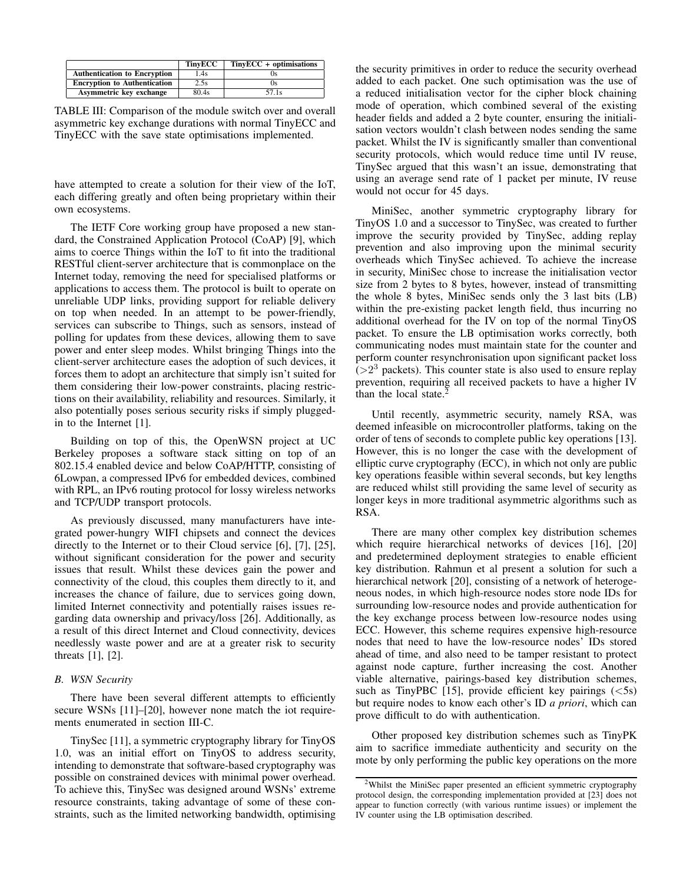|  | TinyECC | TinyECC + optimisations |
|---|---|---|
| **Authentication to Encryption** | 1.4s | 0s |
| **Encryption to Authentication** | 2.5s | 0s |
| **Asymmetric key exchange** | 80.4s | 57.1s |

TABLE III: Comparison of the module switch over and overall asymmetric key exchange durations with normal TinyECC and TinyECC with the save state optimisations implemented.

have attempted to create a solution for their view of the IoT, each differing greatly and often being proprietary within their own ecosystems.

The IETF Core working group have proposed a new standard, the Constrained Application Protocol (CoAP) [9], which aims to coerce Things within the IoT to fit into the traditional RESTful client-server architecture that is commonplace on the Internet today, removing the need for specialised platforms or applications to access them. The protocol is built to operate on unreliable UDP links, providing support for reliable delivery on top when needed. In an attempt to be power-friendly, services can subscribe to Things, such as sensors, instead of polling for updates from these devices, allowing them to save power and enter sleep modes. Whilst bringing Things into the client-server architecture eases the adoption of such devices, it forces them to adopt an architecture that simply isn't suited for them considering their low-power constraints, placing restrictions on their availability, reliability and resources. Similarly, it also potentially poses serious security risks if simply plugged-in to the Internet [1].

Building on top of this, the OpenWSN project at UC Berkeley proposes a software stack sitting on top of an 802.15.4 enabled device and below CoAP/HTTP, consisting of 6Lowpan, a compressed IPv6 for embedded devices, combined with RPL, an IPv6 routing protocol for lossy wireless networks and TCP/UDP transport protocols.

As previously discussed, many manufacturers have integrated power-hungry WIFI chipsets and connect the devices directly to the Internet or to their Cloud service [6], [7], [25], without significant consideration for the power and security issues that result. Whilst these devices gain the power and connectivity of the cloud, this couples them directly to it, and increases the chance of failure, due to services going down, limited Internet connectivity and potentially raises issues regarding data ownership and privacy/loss [26]. Additionally, as a result of this direct Internet and Cloud connectivity, devices needlessly waste power and are at a greater risk to security threats [1], [2].

### B. WSN Security

There have been several different attempts to efficiently secure WSNs [11]–[20], however none match the iot requirements enumerated in section III-C.

TinySec [11], a symmetric cryptography library for TinyOS 1.0, was an initial effort on TinyOS to address security, intending to demonstrate that software-based cryptography was possible on constrained devices with minimal power overhead. To achieve this, TinySec was designed around WSNs' extreme resource constraints, taking advantage of some of these constraints, such as the limited networking bandwidth, optimising the security primitives in order to reduce the security overhead added to each packet. One such optimisation was the use of a reduced initialisation vector for the cipher block chaining mode of operation, which combined several of the existing header fields and added a 2 byte counter, ensuring the initialisation vectors wouldn't clash between nodes sending the same packet. Whilst the IV is significantly smaller than conventional security protocols, which would reduce time until IV reuse, TinySec argued that this wasn't an issue, demonstrating that using an average send rate of 1 packet per minute, IV reuse would not occur for 45 days.

MiniSec, another symmetric cryptography library for TinyOS 1.0 and a successor to TinySec, was created to further improve the security provided by TinySec, adding replay prevention and also improving upon the minimal security overheads which TinySec achieved. To achieve the increase in security, MiniSec chose to increase the initialisation vector size from 2 bytes to 8 bytes, however, instead of transmitting the whole 8 bytes, MiniSec sends only the 3 last bits (LB) within the pre-existing packet length field, thus incurring no additional overhead for the IV on top of the normal TinyOS packet. To ensure the LB optimisation works correctly, both communicating nodes must maintain state for the counter and perform counter resynchronisation upon significant packet loss ($>2^3$ packets). This counter state is also used to ensure replay prevention, requiring all received packets to have a higher IV than the local state.[2]

Until recently, asymmetric security, namely RSA, was deemed infeasible on microcontroller platforms, taking on the order of tens of seconds to complete public key operations [13]. However, this is no longer the case with the development of elliptic curve cryptography (ECC), in which not only are public key operations feasible within several seconds, but key lengths are reduced whilst still providing the same level of security as longer keys in more traditional asymmetric algorithms such as RSA.

There are many other complex key distribution schemes which require hierarchical networks of devices [16], [20] and predetermined deployment strategies to enable efficient key distribution. Rahmun et al present a solution for such a hierarchical network [20], consisting of a network of heterogeneous nodes, in which high-resource nodes store node IDs for surrounding low-resource nodes and provide authentication for the key exchange process between low-resource nodes using ECC. However, this scheme requires expensive high-resource nodes that need to have the low-resource nodes' IDs stored ahead of time, and also need to be tamper resistant to protect against node capture, further increasing the cost. Another viable alternative, pairings-based key distribution schemes, such as TinyPBC [15], provide efficient key pairings (<5s) but require nodes to know each other's ID *a priori*, which can prove difficult to do with authentication.

Other proposed key distribution schemes such as TinyPK aim to sacrifice immediate authenticity and security on the mote by only performing the public key operations on the more

[2] Whilst the MiniSec paper presented an efficient symmetric cryptography protocol design, the corresponding implementation provided at [23] does not appear to function correctly (with various runtime issues) or implement the IV counter using the LB optimisation described.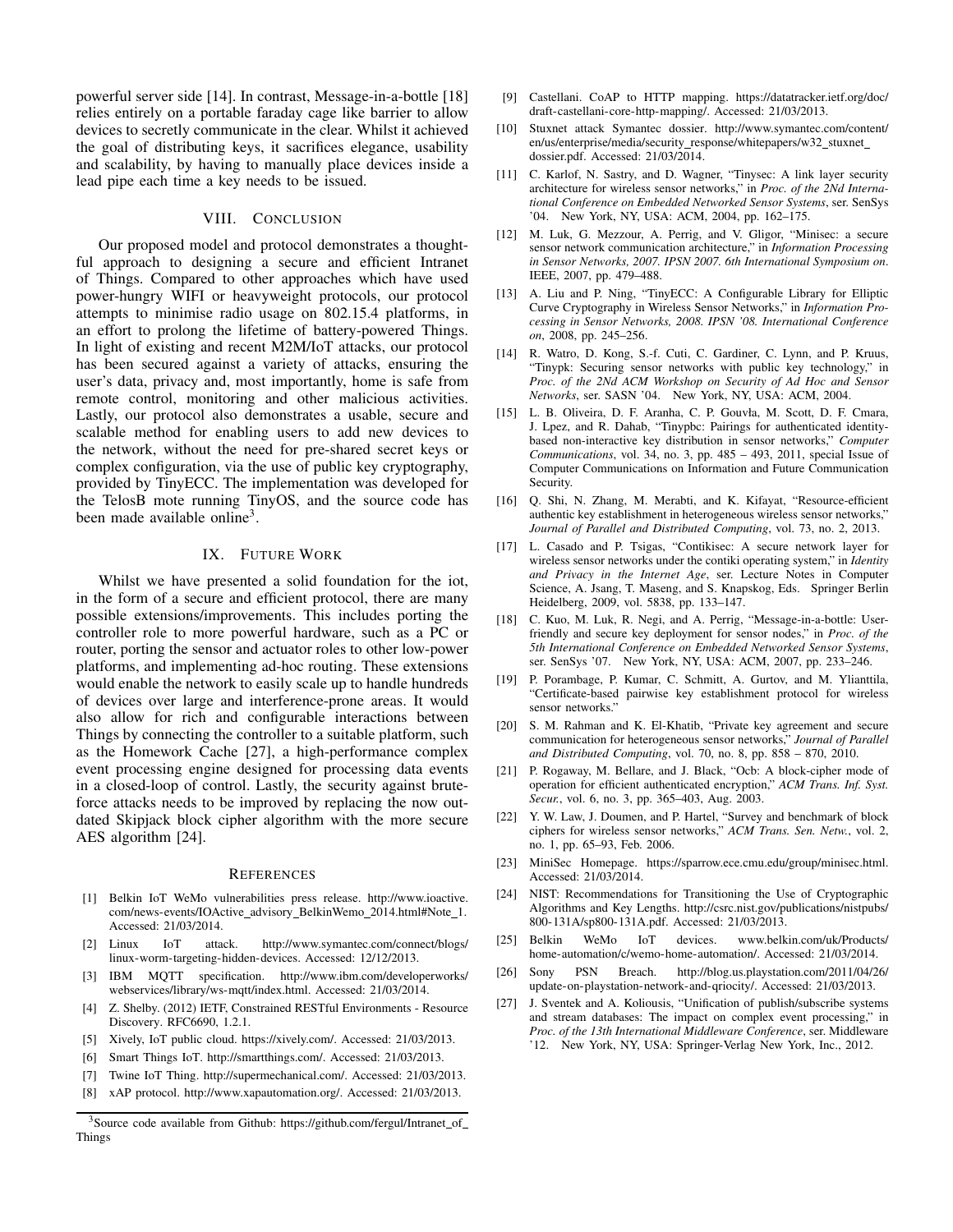powerful server side [14]. In contrast, Message-in-a-bottle [18] relies entirely on a portable faraday cage like barrier to allow devices to secretly communicate in the clear. Whilst it achieved the goal of distributing keys, it sacrifices elegance, usability and scalability, by having to manually place devices inside a lead pipe each time a key needs to be issued.

## VIII. Conclusion

Our proposed model and protocol demonstrates a thoughtful approach to designing a secure and efficient Intranet of Things. Compared to other approaches which have used power-hungry WIFI or heavyweight protocols, our protocol attempts to minimise radio usage on 802.15.4 platforms, in an effort to prolong the lifetime of battery-powered Things. In light of existing and recent M2M/IoT attacks, our protocol has been secured against a variety of attacks, ensuring the user's data, privacy and, most importantly, home is safe from remote control, monitoring and other malicious activities. Lastly, our protocol also demonstrates a usable, secure and scalable method for enabling users to add new devices to the network, without the need for pre-shared secret keys or complex configuration, via the use of public key cryptography, provided by TinyECC. The implementation was developed for the TelosB mote running TinyOS, and the source code has been made available online[3].

## IX. Future Work

Whilst we have presented a solid foundation for the iot, in the form of a secure and efficient protocol, there are many possible extensions/improvements. This includes porting the controller role to more powerful hardware, such as a PC or router, porting the sensor and actuator roles to other low-power platforms, and implementing ad-hoc routing. These extensions would enable the network to easily scale up to handle hundreds of devices over large and interference-prone areas. It would also allow for rich and configurable interactions between Things by connecting the controller to a suitable platform, such as the Homework Cache [27], a high-performance complex event processing engine designed for processing data events in a closed-loop of control. Lastly, the security against brute-force attacks needs to be improved by replacing the now outdated Skipjack block cipher algorithm with the more secure AES algorithm [24].

## References

[1] Belkin IoT WeMo vulnerabilities press release. http://www.ioactive.com/news-events/IOActive_advisory_BelkinWemo_2014.html#Note_1. Accessed: 21/03/2014.

[2] Linux IoT attack. http://www.symantec.com/connect/blogs/linux-worm-targeting-hidden-devices. Accessed: 12/12/2013.

[3] IBM MQTT specification. http://www.ibm.com/developerworks/webservices/library/ws-mqtt/index.html. Accessed: 21/03/2014.

[4] Z. Shelby. (2012) IETF, Constrained RESTful Environments - Resource Discovery. RFC6690, 1.2.1.

[5] Xively, IoT public cloud. https://xively.com/. Accessed: 21/03/2013.

[6] Smart Things IoT. http://smartthings.com/. Accessed: 21/03/2013.

[7] Twine IoT Thing. http://supermechanical.com/. Accessed: 21/03/2013.

[8] xAP protocol. http://www.xapautomation.org/. Accessed: 21/03/2013.

[9] Castellani. CoAP to HTTP mapping. https://datatracker.ietf.org/doc/draft-castellani-core-http-mapping/. Accessed: 21/03/2013.

[10] Stuxnet attack Symantec dossier. http://www.symantec.com/content/en/us/enterprise/media/security_response/whitepapers/w32_stuxnet_dossier.pdf. Accessed: 21/03/2014.

[11] C. Karlof, N. Sastry, and D. Wagner, "Tinysec: A link layer security architecture for wireless sensor networks," in *Proc. of the 2Nd International Conference on Embedded Networked Sensor Systems*, ser. SenSys '04. New York, NY, USA: ACM, 2004, pp. 162–175.

[12] M. Luk, G. Mezzour, A. Perrig, and V. Gligor, "Minisec: a secure sensor network communication architecture," in *Information Processing in Sensor Networks, 2007. IPSN 2007. 6th International Symposium on*. IEEE, 2007, pp. 479–488.

[13] A. Liu and P. Ning, "TinyECC: A Configurable Library for Elliptic Curve Cryptography in Wireless Sensor Networks," in *Information Processing in Sensor Networks, 2008. IPSN '08. International Conference on*, 2008, pp. 245–256.

[14] R. Watro, D. Kong, S.-f. Cuti, C. Gardiner, C. Lynn, and P. Kruus, "Tinypk: Securing sensor networks with public key technology," in *Proc. of the 2Nd ACM Workshop on Security of Ad Hoc and Sensor Networks*, ser. SASN '04. New York, NY, USA: ACM, 2004.

[15] L. B. Oliveira, D. F. Aranha, C. P. Gouvła, M. Scott, D. F. Cmara, J. Lpez, and R. Dahab, "Tinypbc: Pairings for authenticated identity-based non-interactive key distribution in sensor networks," *Computer Communications*, vol. 34, no. 3, pp. 485 – 493, 2011, special Issue of Computer Communications on Information and Future Communication Security.

[16] Q. Shi, N. Zhang, M. Merabti, and K. Kifayat, "Resource-efficient authentic key establishment in heterogeneous wireless sensor networks," *Journal of Parallel and Distributed Computing*, vol. 73, no. 2, 2013.

[17] L. Casado and P. Tsigas, "Contikisec: A secure network layer for wireless sensor networks under the contiki operating system," in *Identity and Privacy in the Internet Age*, ser. Lecture Notes in Computer Science, A. Jsang, T. Maseng, and S. Knapskog, Eds. Springer Berlin Heidelberg, 2009, vol. 5838, pp. 133–147.

[18] C. Kuo, M. Luk, R. Negi, and A. Perrig, "Message-in-a-bottle: User-friendly and secure key deployment for sensor nodes," in *Proc. of the 5th International Conference on Embedded Networked Sensor Systems*, ser. SenSys '07. New York, NY, USA: ACM, 2007, pp. 233–246.

[19] P. Porambage, P. Kumar, C. Schmitt, A. Gurtov, and M. Ylianttila, "Certificate-based pairwise key establishment protocol for wireless sensor networks."

[20] S. M. Rahman and K. El-Khatib, "Private key agreement and secure communication for heterogeneous sensor networks," *Journal of Parallel and Distributed Computing*, vol. 70, no. 8, pp. 858 – 870, 2010.

[21] P. Rogaway, M. Bellare, and J. Black, "Ocb: A block-cipher mode of operation for efficient authenticated encryption," *ACM Trans. Inf. Syst. Secur.*, vol. 6, no. 3, pp. 365–403, Aug. 2003.

[22] Y. W. Law, J. Doumen, and P. Hartel, "Survey and benchmark of block ciphers for wireless sensor networks," *ACM Trans. Sen. Netw.*, vol. 2, no. 1, pp. 65–93, Feb. 2006.

[23] MiniSec Homepage. https://sparrow.ece.cmu.edu/group/minisec.html. Accessed: 21/03/2014.

[24] NIST: Recommendations for Transitioning the Use of Cryptographic Algorithms and Key Lengths. http://csrc.nist.gov/publications/nistpubs/800-131A/sp800-131A.pdf. Accessed: 21/03/2013.

[25] Belkin WeMo IoT devices. www.belkin.com/uk/Products/home-automation/c/wemo-home-automation/. Accessed: 21/03/2014.

[26] Sony PSN Breach. http://blog.us.playstation.com/2011/04/26/update-on-playstation-network-and-qriocity/. Accessed: 21/03/2013.

[27] J. Sventek and A. Koliousis, "Unification of publish/subscribe systems and stream databases: The impact on complex event processing," in *Proc. of the 13th International Middleware Conference*, ser. Middleware '12. New York, NY, USA: Springer-Verlag New York, Inc., 2012.

[3] Source code available from Github: https://github.com/fergul/Intranet_of_Things